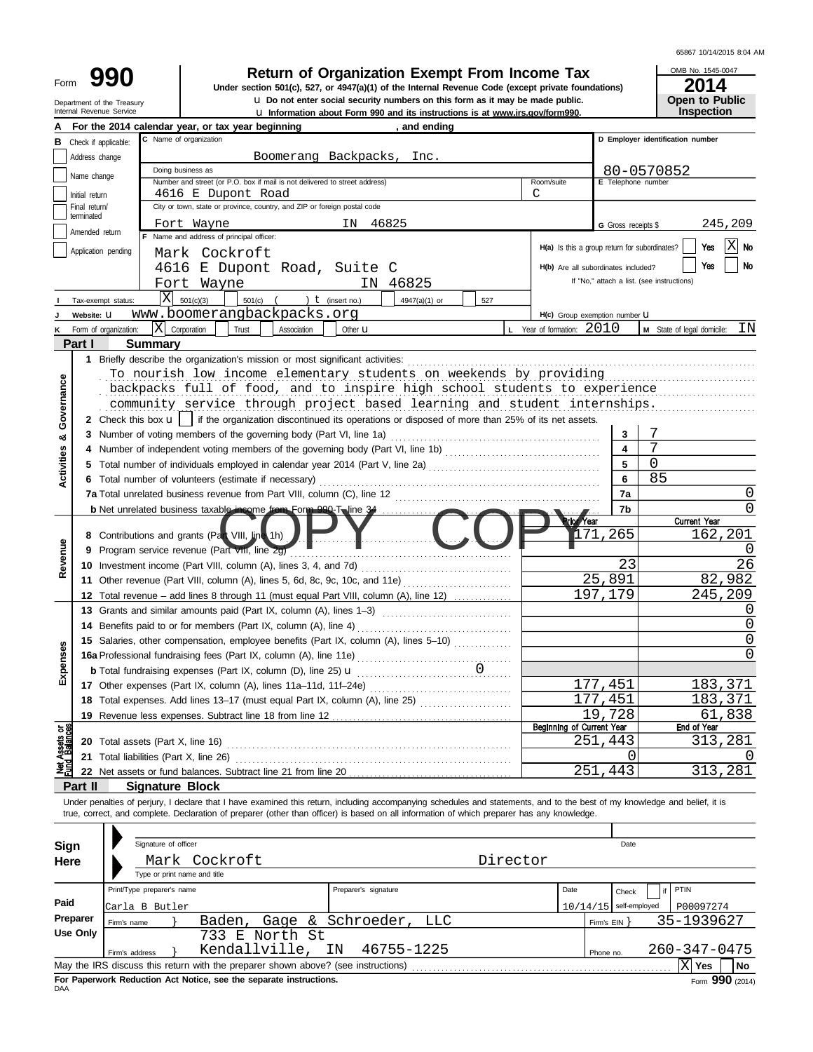65867 10/14/2015 8:04 AM

# Form 990

**Return of Organization Exempt From Income Tax**

Under section 501(c), 527, or 4947(a)(1) of the Internal Revenue Code (except private foundations)

u Do not enter social security numbers on this form as it may be made public.

u Information about Form 990 and its instructions is at www.irs.gov/form990.

Department of the Treasury
Internal Revenue Service

OMB No. 1545-0047

**2014**

**Open to Public Inspection**

**A** For the 2014 calendar year, or tax year beginning , and ending

**B** Check if applicable:
- Address change
- Name change
- Initial return
- Final return/terminated
- Amended return
- Application pending

**C** Name of organization: Boomerang Backpacks, Inc.

Doing business as

Number and street (or P.O. box if mail is not delivered to street address): 4616 E Dupont Road — Room/suite: C

City or town, state or province, country, and ZIP or foreign postal code: Fort Wayne IN 46825

**D** Employer identification number: 80-0570852

**E** Telephone number

**G** Gross receipts $ 245,209

**F** Name and address of principal officer:
Mark Cockroft
4616 E Dupont Road, Suite C
Fort Wayne IN 46825

H(a) Is this a group return for subordinates? Yes [ ] No [X]

H(b) Are all subordinates included? Yes [ ] No [ ]
If "No," attach a list. (see instructions)

**I** Tax-exempt status: [X] 501(c)(3) [ ] 501(c) ( ) t (insert no.) [ ] 4947(a)(1) or [ ] 527

**J** Website: u www.boomerangbackpacks.org

H(c) Group exemption number u

**K** Form of organization: [X] Corporation [ ] Trust [ ] Association [ ] Other u

**L** Year of formation: 2010

**M** State of legal domicile: IN

## Part I Summary

**Activities & Governance**

1 Briefly describe the organization's mission or most significant activities:
To nourish low income elementary students on weekends by providing backpacks full of food, and to inspire high school students to experience community service through project based learning and student internships.

2 Check this box u [ ] if the organization discontinued its operations or disposed of more than 25% of its net assets.

| | | | |
|---|---|---|---|
| 3 | Number of voting members of the governing body (Part VI, line 1a) | 3 | 7 |
| 4 | Number of independent voting members of the governing body (Part VI, line 1b) | 4 | 7 |
| 5 | Total number of individuals employed in calendar year 2014 (Part V, line 2a) | 5 | 0 |
| 6 | Total number of volunteers (estimate if necessary) | 6 | 85 |
| 7a | Total unrelated business revenue from Part VIII, column (C), line 12 | 7a | 0 |
| b | Net unrelated business taxable income from Form 990-T, line 34 | 7b | 0 |

COPY COPY

| | | | Prior Year | Current Year |
|---|---|---|---|---|
| **Revenue** | 8 | Contributions and grants (Part VIII, line 1h) | 171,265 | 162,201 |
| | 9 | Program service revenue (Part VIII, line 2g) | | 0 |
| | 10 | Investment income (Part VIII, column (A), lines 3, 4, and 7d) | 23 | 26 |
| | 11 | Other revenue (Part VIII, column (A), lines 5, 6d, 8c, 9c, 10c, and 11e) | 25,891 | 82,982 |
| | 12 | Total revenue – add lines 8 through 11 (must equal Part VIII, column (A), line 12) | 197,179 | 245,209 |
| **Expenses** | 13 | Grants and similar amounts paid (Part IX, column (A), lines 1–3) | | 0 |
| | 14 | Benefits paid to or for members (Part IX, column (A), line 4) | | 0 |
| | 15 | Salaries, other compensation, employee benefits (Part IX, column (A), lines 5–10) | | 0 |
| | 16a | Professional fundraising fees (Part IX, column (A), line 11e) | | 0 |
| | b | Total fundraising expenses (Part IX, column (D), line 25) u 0 | | |
| | 17 | Other expenses (Part IX, column (A), lines 11a–11d, 11f–24e) | 177,451 | 183,371 |
| | 18 | Total expenses. Add lines 13–17 (must equal Part IX, column (A), line 25) | 177,451 | 183,371 |
| | 19 | Revenue less expenses. Subtract line 18 from line 12 | 19,728 | 61,838 |
| | | | **Beginning of Current Year** | **End of Year** |
| **Net Assets or Fund Balances** | 20 | Total assets (Part X, line 16) | 251,443 | 313,281 |
| | 21 | Total liabilities (Part X, line 26) | 0 | 0 |
| | 22 | Net assets or fund balances. Subtract line 21 from line 20 | 251,443 | 313,281 |

## Part II Signature Block

Under penalties of perjury, I declare that I have examined this return, including accompanying schedules and statements, and to the best of my knowledge and belief, it is true, correct, and complete. Declaration of preparer (other than officer) is based on all information of which preparer has any knowledge.

**Sign Here**

Signature of officer — Date

Mark Cockroft Director
Type or print name and title

**Paid Preparer Use Only**

| Print/Type preparer's name | Preparer's signature | Date | Check if self-employed | PTIN |
|---|---|---|---|---|
| Carla B Butler | | 10/14/15 | | P00097274 |

Firm's name } Baden, Gage & Schroeder, LLC — Firm's EIN } 35-1939627

Firm's address } 733 E North St, Kendallville, IN 46755-1225 — Phone no. 260-347-0475

May the IRS discuss this return with the preparer shown above? (see instructions) [X] Yes [ ] No

**For Paperwork Reduction Act Notice, see the separate instructions.**

DAA

Form **990** (2014)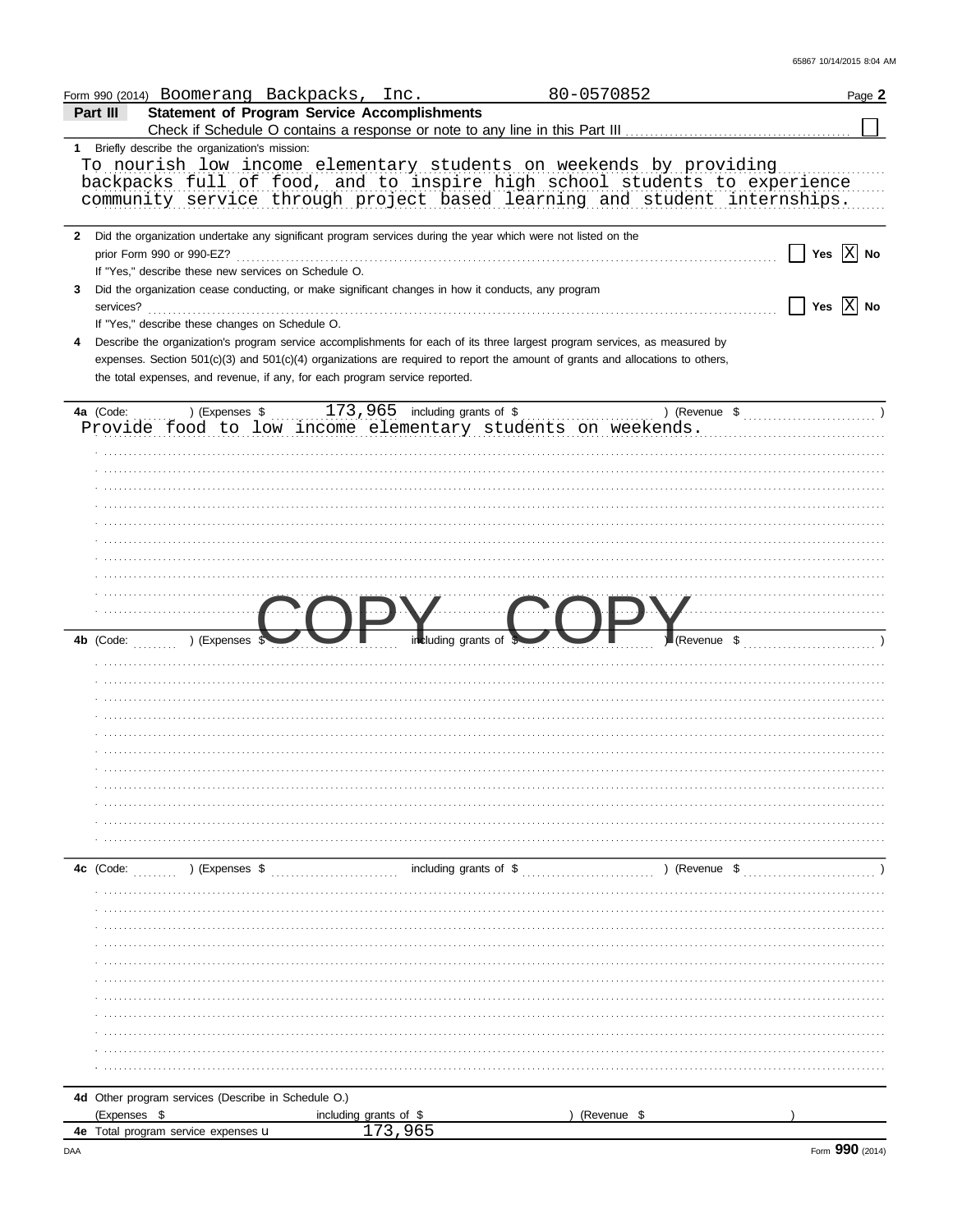Form 990 (2014) Boomerang Backpacks, Inc. 80-0570852 Page **2**

**Part III** **Statement of Program Service Accomplishments**

Check if Schedule O contains a response or note to any line in this Part III ☐

**1** Briefly describe the organization's mission:

To nourish low income elementary students on weekends by providing backpacks full of food, and to inspire high school students to experience community service through project based learning and student internships.

**2** Did the organization undertake any significant program services during the year which were not listed on the prior Form 990 or 990-EZ? ☐ Yes ☒ No

If "Yes," describe these new services on Schedule O.

**3** Did the organization cease conducting, or make significant changes in how it conducts, any program services? ☐ Yes ☒ No

If "Yes," describe these changes on Schedule O.

**4** Describe the organization's program service accomplishments for each of its three largest program services, as measured by expenses. Section 501(c)(3) and 501(c)(4) organizations are required to report the amount of grants and allocations to others, the total expenses, and revenue, if any, for each program service reported.

**4a** (Code: ) (Expenses $ 173,965 including grants of $ ) (Revenue $ )

Provide food to low income elementary students on weekends.

COPY COPY

**4b** (Code: ) (Expenses $ including grants of $ ) (Revenue $ )

**4c** (Code: ) (Expenses $ including grants of $ ) (Revenue $ )

**4d** Other program services (Describe in Schedule O.)

(Expenses $ including grants of $ ) (Revenue $ )

**4e** Total program service expenses ▸ 173,965

DAA Form **990** (2014)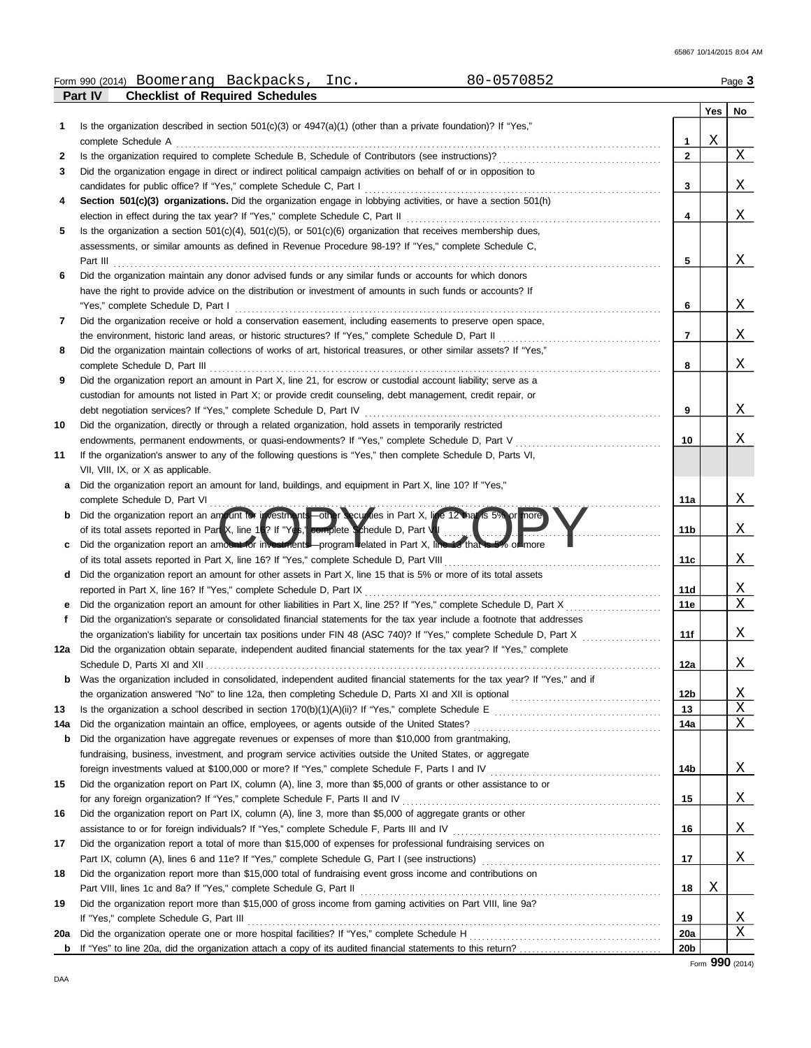Form 990 (2014) Boomerang Backpacks, Inc. 80-0570852

## Part IV Checklist of Required Schedules

| | | | Yes | No |
|---|---|---|---|---|
| 1 | Is the organization described in section 501(c)(3) or 4947(a)(1) (other than a private foundation)? If "Yes," complete Schedule A | 1 | X | |
| 2 | Is the organization required to complete Schedule B, Schedule of Contributors (see instructions)? | 2 | | X |
| 3 | Did the organization engage in direct or indirect political campaign activities on behalf of or in opposition to candidates for public office? If "Yes," complete Schedule C, Part I | 3 | | X |
| 4 | **Section 501(c)(3) organizations.** Did the organization engage in lobbying activities, or have a section 501(h) election in effect during the tax year? If "Yes," complete Schedule C, Part II | 4 | | X |
| 5 | Is the organization a section 501(c)(4), 501(c)(5), or 501(c)(6) organization that receives membership dues, assessments, or similar amounts as defined in Revenue Procedure 98-19? If "Yes," complete Schedule C, Part III | 5 | | X |
| 6 | Did the organization maintain any donor advised funds or any similar funds or accounts for which donors have the right to provide advice on the distribution or investment of amounts in such funds or accounts? If "Yes," complete Schedule D, Part I | 6 | | X |
| 7 | Did the organization receive or hold a conservation easement, including easements to preserve open space, the environment, historic land areas, or historic structures? If "Yes," complete Schedule D, Part II | 7 | | X |
| 8 | Did the organization maintain collections of works of art, historical treasures, or other similar assets? If "Yes," complete Schedule D, Part III | 8 | | X |
| 9 | Did the organization report an amount in Part X, line 21, for escrow or custodial account liability; serve as a custodian for amounts not listed in Part X; or provide credit counseling, debt management, credit repair, or debt negotiation services? If "Yes," complete Schedule D, Part IV | 9 | | X |
| 10 | Did the organization, directly or through a related organization, hold assets in temporarily restricted endowments, permanent endowments, or quasi-endowments? If "Yes," complete Schedule D, Part V | 10 | | X |
| 11 | If the organization's answer to any of the following questions is "Yes," then complete Schedule D, Parts VI, VII, VIII, IX, or X as applicable. | | | |
| a | Did the organization report an amount for land, buildings, and equipment in Part X, line 10? If "Yes," complete Schedule D, Part VI | 11a | | X |
| b | Did the organization report an amount for investments—other securities in Part X, line 12 that is 5% or more of its total assets reported in Part X, line 16? If "Yes," complete Schedule D, Part VII | 11b | | X |
| c | Did the organization report an amount for investments—program related in Part X, line 13 that is 5% or more of its total assets reported in Part X, line 16? If "Yes," complete Schedule D, Part VIII | 11c | | X |
| d | Did the organization report an amount for other assets in Part X, line 15 that is 5% or more of its total assets reported in Part X, line 16? If "Yes," complete Schedule D, Part IX | 11d | | X |
| e | Did the organization report an amount for other liabilities in Part X, line 25? If "Yes," complete Schedule D, Part X | 11e | | X |
| f | Did the organization's separate or consolidated financial statements for the tax year include a footnote that addresses the organization's liability for uncertain tax positions under FIN 48 (ASC 740)? If "Yes," complete Schedule D, Part X | 11f | | X |
| 12a | Did the organization obtain separate, independent audited financial statements for the tax year? If "Yes," complete Schedule D, Parts XI and XII | 12a | | X |
| b | Was the organization included in consolidated, independent audited financial statements for the tax year? If "Yes," and if the organization answered "No" to line 12a, then completing Schedule D, Parts XI and XII is optional | 12b | | X |
| 13 | Is the organization a school described in section 170(b)(1)(A)(ii)? If "Yes," complete Schedule E | 13 | | X |
| 14a | Did the organization maintain an office, employees, or agents outside of the United States? | 14a | | X |
| b | Did the organization have aggregate revenues or expenses of more than $10,000 from grantmaking, fundraising, business, investment, and program service activities outside the United States, or aggregate foreign investments valued at $100,000 or more? If "Yes," complete Schedule F, Parts I and IV | 14b | | X |
| 15 | Did the organization report on Part IX, column (A), line 3, more than $5,000 of grants or other assistance to or for any foreign organization? If "Yes," complete Schedule F, Parts II and IV | 15 | | X |
| 16 | Did the organization report on Part IX, column (A), line 3, more than $5,000 of aggregate grants or other assistance to or for foreign individuals? If "Yes," complete Schedule F, Parts III and IV | 16 | | X |
| 17 | Did the organization report a total of more than $15,000 of expenses for professional fundraising services on Part IX, column (A), lines 6 and 11e? If "Yes," complete Schedule G, Part I (see instructions) | 17 | | X |
| 18 | Did the organization report more than $15,000 total of fundraising event gross income and contributions on Part VIII, lines 1c and 8a? If "Yes," complete Schedule G, Part II | 18 | X | |
| 19 | Did the organization report more than $15,000 of gross income from gaming activities on Part VIII, line 9a? If "Yes," complete Schedule G, Part III | 19 | | X |
| 20a | Did the organization operate one or more hospital facilities? If "Yes," complete Schedule H | 20a | | X |
| b | If "Yes" to line 20a, did the organization attach a copy of its audited financial statements to this return? | 20b | | |

Form **990** (2014)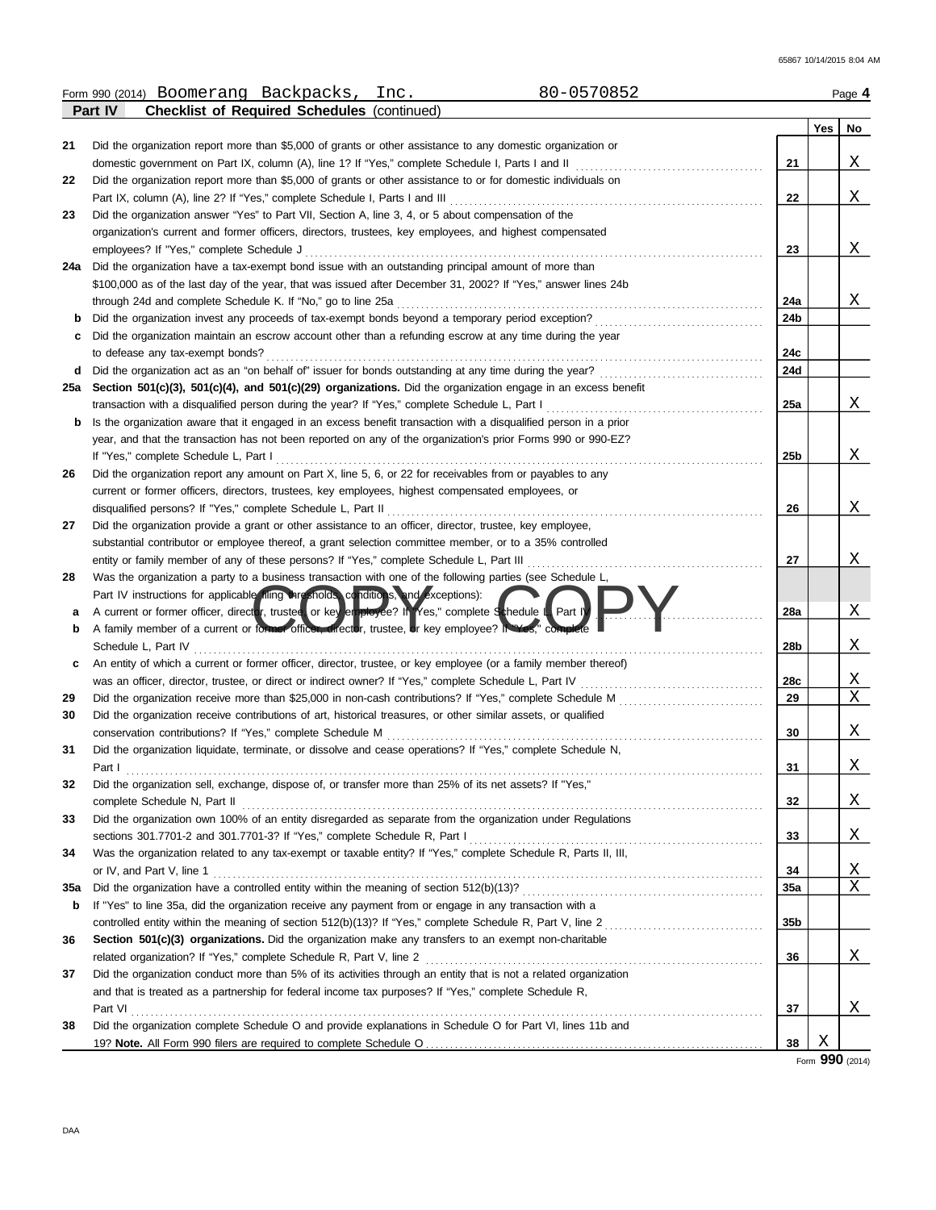Form 990 (2014) Boomerang Backpacks, Inc. 80-0570852

**Part IV Checklist of Required Schedules** (continued)

| | | | Yes | No |
|---|---|---|---|---|
| 21 | Did the organization report more than $5,000 of grants or other assistance to any domestic organization or domestic government on Part IX, column (A), line 1? If "Yes," complete Schedule I, Parts I and II | 21 | | X |
| 22 | Did the organization report more than $5,000 of grants or other assistance to or for domestic individuals on Part IX, column (A), line 2? If "Yes," complete Schedule I, Parts I and III | 22 | | X |
| 23 | Did the organization answer "Yes" to Part VII, Section A, line 3, 4, or 5 about compensation of the organization's current and former officers, directors, trustees, key employees, and highest compensated employees? If "Yes," complete Schedule J | 23 | | X |
| 24a | Did the organization have a tax-exempt bond issue with an outstanding principal amount of more than $100,000 as of the last day of the year, that was issued after December 31, 2002? If "Yes," answer lines 24b through 24d and complete Schedule K. If "No," go to line 25a | 24a | | X |
| b | Did the organization invest any proceeds of tax-exempt bonds beyond a temporary period exception? | 24b | | |
| c | Did the organization maintain an escrow account other than a refunding escrow at any time during the year to defease any tax-exempt bonds? | 24c | | |
| d | Did the organization act as an "on behalf of" issuer for bonds outstanding at any time during the year? | 24d | | |
| 25a | **Section 501(c)(3), 501(c)(4), and 501(c)(29) organizations.** Did the organization engage in an excess benefit transaction with a disqualified person during the year? If "Yes," complete Schedule L, Part I | 25a | | X |
| b | Is the organization aware that it engaged in an excess benefit transaction with a disqualified person in a prior year, and that the transaction has not been reported on any of the organization's prior Forms 990 or 990-EZ? If "Yes," complete Schedule L, Part I | 25b | | X |
| 26 | Did the organization report any amount on Part X, line 5, 6, or 22 for receivables from or payables to any current or former officers, directors, trustees, key employees, highest compensated employees, or disqualified persons? If "Yes," complete Schedule L, Part II | 26 | | X |
| 27 | Did the organization provide a grant or other assistance to an officer, director, trustee, key employee, substantial contributor or employee thereof, a grant selection committee member, or to a 35% controlled entity or family member of any of these persons? If "Yes," complete Schedule L, Part III | 27 | | X |
| 28 | Was the organization a party to a business transaction with one of the following parties (see Schedule L, Part IV instructions for applicable filing thresholds, conditions, and exceptions): | | | |
| a | A current or former officer, director, trustee, or key employee? If "Yes," complete Schedule L, Part IV | 28a | | X |
| b | A family member of a current or former officer, director, trustee, or key employee? If "Yes," complete Schedule L, Part IV | 28b | | X |
| c | An entity of which a current or former officer, director, trustee, or key employee (or a family member thereof) was an officer, director, trustee, or direct or indirect owner? If "Yes," complete Schedule L, Part IV | 28c | | X |
| 29 | Did the organization receive more than $25,000 in non-cash contributions? If "Yes," complete Schedule M | 29 | | X |
| 30 | Did the organization receive contributions of art, historical treasures, or other similar assets, or qualified conservation contributions? If "Yes," complete Schedule M | 30 | | X |
| 31 | Did the organization liquidate, terminate, or dissolve and cease operations? If "Yes," complete Schedule N, Part I | 31 | | X |
| 32 | Did the organization sell, exchange, dispose of, or transfer more than 25% of its net assets? If "Yes," complete Schedule N, Part II | 32 | | X |
| 33 | Did the organization own 100% of an entity disregarded as separate from the organization under Regulations sections 301.7701-2 and 301.7701-3? If "Yes," complete Schedule R, Part I | 33 | | X |
| 34 | Was the organization related to any tax-exempt or taxable entity? If "Yes," complete Schedule R, Parts II, III, or IV, and Part V, line 1 | 34 | | X |
| 35a | Did the organization have a controlled entity within the meaning of section 512(b)(13)? | 35a | | X |
| b | If "Yes" to line 35a, did the organization receive any payment from or engage in any transaction with a controlled entity within the meaning of section 512(b)(13)? If "Yes," complete Schedule R, Part V, line 2 | 35b | | |
| 36 | **Section 501(c)(3) organizations.** Did the organization make any transfers to an exempt non-charitable related organization? If "Yes," complete Schedule R, Part V, line 2 | 36 | | X |
| 37 | Did the organization conduct more than 5% of its activities through an entity that is not a related organization and that is treated as a partnership for federal income tax purposes? If "Yes," complete Schedule R, Part VI | 37 | | X |
| 38 | Did the organization complete Schedule O and provide explanations in Schedule O for Part VI, lines 11b and 19? **Note.** All Form 990 filers are required to complete Schedule O | 38 | X | |

Form **990** (2014)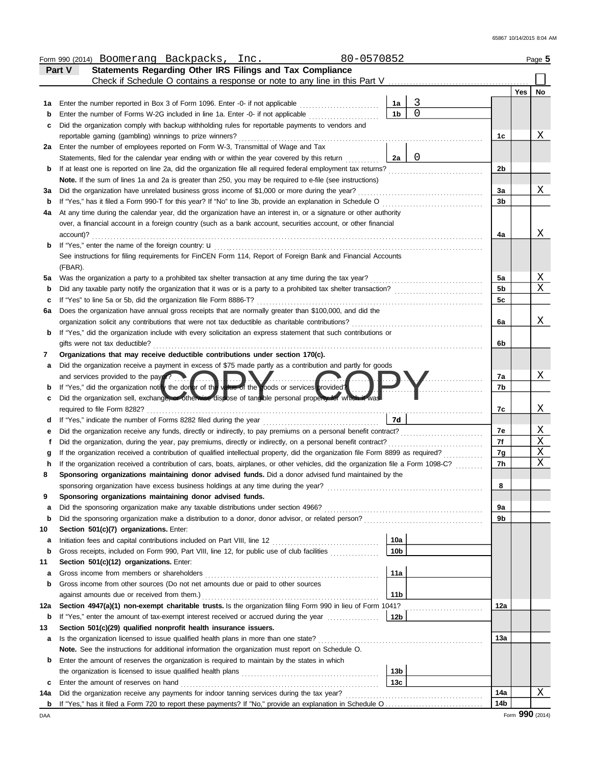Form 990 (2014) Boomerang Backpacks, Inc. 80-0570852 Page **5**

## Part V Statements Regarding Other IRS Filings and Tax Compliance

Check if Schedule O contains a response or note to any line in this Part V ☐

| | | | | | Yes | No |
|---|---|---|---|---|---|---|
| **1a** | Enter the number reported in Box 3 of Form 1096. Enter -0- if not applicable | 1a | 3 | | | |
| **b** | Enter the number of Forms W-2G included in line 1a. Enter -0- if not applicable | 1b | 0 | | | |
| **c** | Did the organization comply with backup withholding rules for reportable payments to vendors and reportable gaming (gambling) winnings to prize winners? | | | 1c | | X |
| **2a** | Enter the number of employees reported on Form W-3, Transmittal of Wage and Tax Statements, filed for the calendar year ending with or within the year covered by this return | 2a | 0 | | | |
| **b** | If at least one is reported on line 2a, did the organization file all required federal employment tax returns? | | | 2b | | |
| | **Note.** If the sum of lines 1a and 2a is greater than 250, you may be required to e-file (see instructions) | | | | | |
| **3a** | Did the organization have unrelated business gross income of $1,000 or more during the year? | | | 3a | | X |
| **b** | If "Yes," has it filed a Form 990-T for this year? If "No" to line 3b, provide an explanation in Schedule O | | | 3b | | |
| **4a** | At any time during the calendar year, did the organization have an interest in, or a signature or other authority over, a financial account in a foreign country (such as a bank account, securities account, or other financial account)? | | | 4a | | X |
| **b** | If "Yes," enter the name of the foreign country: u | | | | | |
| | See instructions for filing requirements for FinCEN Form 114, Report of Foreign Bank and Financial Accounts (FBAR). | | | | | |
| **5a** | Was the organization a party to a prohibited tax shelter transaction at any time during the tax year? | | | 5a | | X |
| **b** | Did any taxable party notify the organization that it was or is a party to a prohibited tax shelter transaction? | | | 5b | | X |
| **c** | If "Yes" to line 5a or 5b, did the organization file Form 8886-T? | | | 5c | | |
| **6a** | Does the organization have annual gross receipts that are normally greater than $100,000, and did the organization solicit any contributions that were not tax deductible as charitable contributions? | | | 6a | | X |
| **b** | If "Yes," did the organization include with every solicitation an express statement that such contributions or gifts were not tax deductible? | | | 6b | | |
| **7** | **Organizations that may receive deductible contributions under section 170(c).** | | | | | |
| **a** | Did the organization receive a payment in excess of $75 made partly as a contribution and partly for goods and services provided to the payor? | | | 7a | | X |
| **b** | If "Yes," did the organization notify the donor of the value of the goods or services provided? | | | 7b | | |
| **c** | Did the organization sell, exchange, or otherwise dispose of tangible personal property for which it was required to file Form 8282? | | | 7c | | X |
| **d** | If "Yes," indicate the number of Forms 8282 filed during the year | 7d | | | | |
| **e** | Did the organization receive any funds, directly or indirectly, to pay premiums on a personal benefit contract? | | | 7e | | X |
| **f** | Did the organization, during the year, pay premiums, directly or indirectly, on a personal benefit contract? | | | 7f | | X |
| **g** | If the organization received a contribution of qualified intellectual property, did the organization file Form 8899 as required? | | | 7g | | X |
| **h** | If the organization received a contribution of cars, boats, airplanes, or other vehicles, did the organization file a Form 1098-C? | | | 7h | | X |
| **8** | **Sponsoring organizations maintaining donor advised funds.** Did a donor advised fund maintained by the sponsoring organization have excess business holdings at any time during the year? | | | 8 | | |
| **9** | **Sponsoring organizations maintaining donor advised funds.** | | | | | |
| **a** | Did the sponsoring organization make any taxable distributions under section 4966? | | | 9a | | |
| **b** | Did the sponsoring organization make a distribution to a donor, donor advisor, or related person? | | | 9b | | |
| **10** | **Section 501(c)(7) organizations.** Enter: | | | | | |
| **a** | Initiation fees and capital contributions included on Part VIII, line 12 | 10a | | | | |
| **b** | Gross receipts, included on Form 990, Part VIII, line 12, for public use of club facilities | 10b | | | | |
| **11** | **Section 501(c)(12) organizations.** Enter: | | | | | |
| **a** | Gross income from members or shareholders | 11a | | | | |
| **b** | Gross income from other sources (Do not net amounts due or paid to other sources against amounts due or received from them.) | 11b | | | | |
| **12a** | **Section 4947(a)(1) non-exempt charitable trusts.** Is the organization filing Form 990 in lieu of Form 1041? | | | 12a | | |
| **b** | If "Yes," enter the amount of tax-exempt interest received or accrued during the year | 12b | | | | |
| **13** | **Section 501(c)(29) qualified nonprofit health insurance issuers.** | | | | | |
| **a** | Is the organization licensed to issue qualified health plans in more than one state? | | | 13a | | |
| | **Note.** See the instructions for additional information the organization must report on Schedule O. | | | | | |
| **b** | Enter the amount of reserves the organization is required to maintain by the states in which the organization is licensed to issue qualified health plans | 13b | | | | |
| **c** | Enter the amount of reserves on hand | 13c | | | | |
| **14a** | Did the organization receive any payments for indoor tanning services during the tax year? | | | 14a | | X |
| **b** | If "Yes," has it filed a Form 720 to report these payments? If "No," provide an explanation in Schedule O | | | 14b | | |

Form **990** (2014)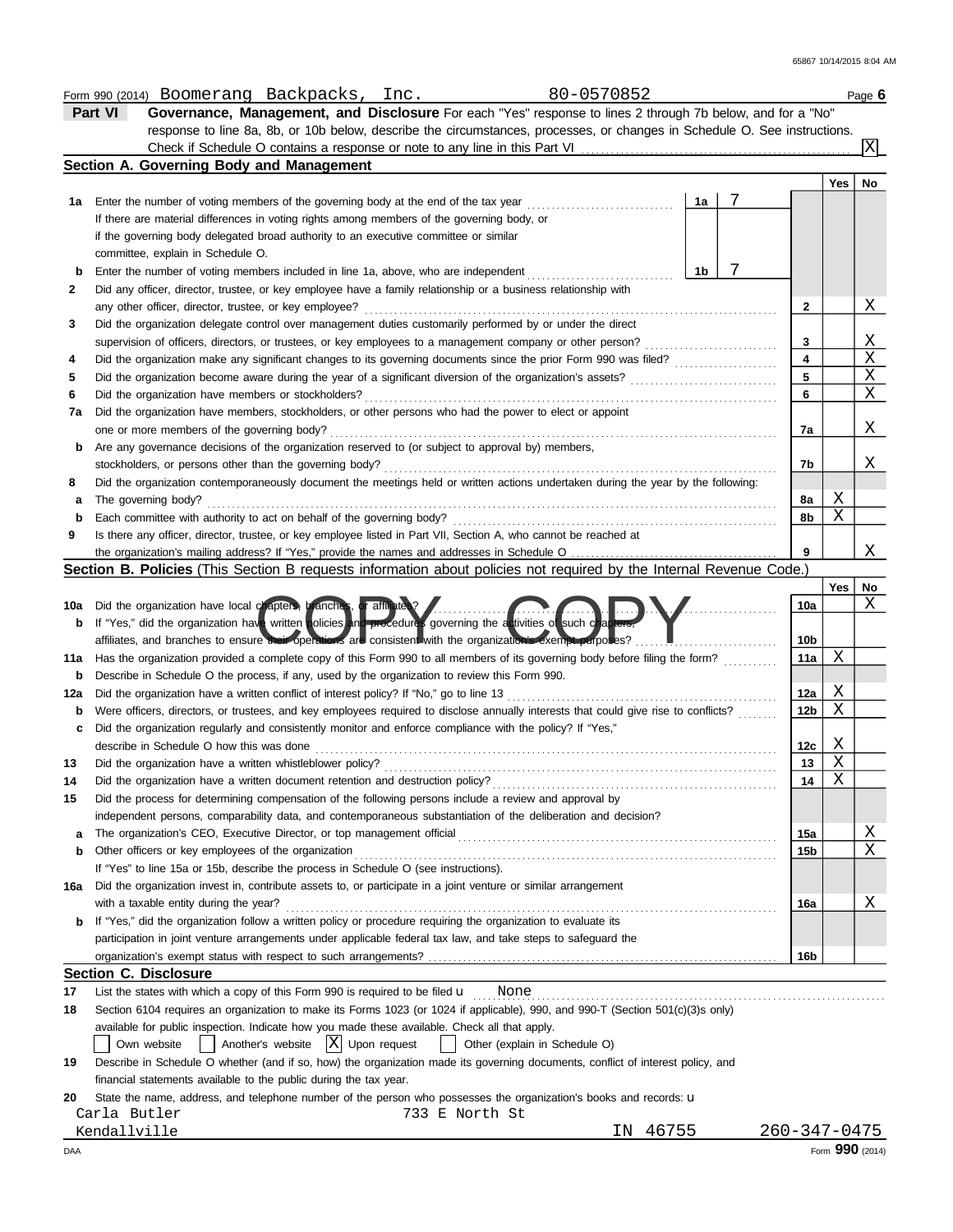Form 990 (2014) Boomerang Backpacks, Inc. 80-0570852 Page 6

**Part VI Governance, Management, and Disclosure** For each "Yes" response to lines 2 through 7b below, and for a "No" response to line 8a, 8b, or 10b below, describe the circumstances, processes, or changes in Schedule O. See instructions.

Check if Schedule O contains a response or note to any line in this Part VI ... [X]

## Section A. Governing Body and Management

| | | | | | Yes | No |
|---|---|---|---|---|---|---|
| 1a | Enter the number of voting members of the governing body at the end of the tax year | 1a | 7 | | | |
| | If there are material differences in voting rights among members of the governing body, or if the governing body delegated broad authority to an executive committee or similar committee, explain in Schedule O. | | | | | |
| b | Enter the number of voting members included in line 1a, above, who are independent | 1b | 7 | | | |
| 2 | Did any officer, director, trustee, or key employee have a family relationship or a business relationship with any other officer, director, trustee, or key employee? | | | 2 | | X |
| 3 | Did the organization delegate control over management duties customarily performed by or under the direct supervision of officers, directors, or trustees, or key employees to a management company or other person? | | | 3 | | X |
| 4 | Did the organization make any significant changes to its governing documents since the prior Form 990 was filed? | | | 4 | | X |
| 5 | Did the organization become aware during the year of a significant diversion of the organization's assets? | | | 5 | | X |
| 6 | Did the organization have members or stockholders? | | | 6 | | X |
| 7a | Did the organization have members, stockholders, or other persons who had the power to elect or appoint one or more members of the governing body? | | | 7a | | X |
| b | Are any governance decisions of the organization reserved to (or subject to approval by) members, stockholders, or persons other than the governing body? | | | 7b | | X |
| 8 | Did the organization contemporaneously document the meetings held or written actions undertaken during the year by the following: | | | | | |
| a | The governing body? | | | 8a | X | |
| b | Each committee with authority to act on behalf of the governing body? | | | 8b | X | |
| 9 | Is there any officer, director, trustee, or key employee listed in Part VII, Section A, who cannot be reached at the organization's mailing address? If "Yes," provide the names and addresses in Schedule O | | | 9 | | X |

## Section B. Policies (This Section B requests information about policies not required by the Internal Revenue Code.)

| | | | Yes | No |
|---|---|---|---|---|
| 10a | Did the organization have local chapters, branches, or affiliates? | 10a | | X |
| b | If "Yes," did the organization have written policies and procedures governing the activities of such chapters, affiliates, and branches to ensure their operations are consistent with the organization's exempt purposes? | 10b | | |
| 11a | Has the organization provided a complete copy of this Form 990 to all members of its governing body before filing the form? | 11a | X | |
| b | Describe in Schedule O the process, if any, used by the organization to review this Form 990. | | | |
| 12a | Did the organization have a written conflict of interest policy? If "No," go to line 13 | 12a | X | |
| b | Were officers, directors, or trustees, and key employees required to disclose annually interests that could give rise to conflicts? | 12b | X | |
| c | Did the organization regularly and consistently monitor and enforce compliance with the policy? If "Yes," describe in Schedule O how this was done | 12c | X | |
| 13 | Did the organization have a written whistleblower policy? | 13 | X | |
| 14 | Did the organization have a written document retention and destruction policy? | 14 | X | |
| 15 | Did the process for determining compensation of the following persons include a review and approval by independent persons, comparability data, and contemporaneous substantiation of the deliberation and decision? | | | |
| a | The organization's CEO, Executive Director, or top management official | 15a | | X |
| b | Other officers or key employees of the organization | 15b | | X |
| | If "Yes" to line 15a or 15b, describe the process in Schedule O (see instructions). | | | |
| 16a | Did the organization invest in, contribute assets to, or participate in a joint venture or similar arrangement with a taxable entity during the year? | 16a | | X |
| b | If "Yes," did the organization follow a written policy or procedure requiring the organization to evaluate its participation in joint venture arrangements under applicable federal tax law, and take steps to safeguard the organization's exempt status with respect to such arrangements? | 16b | | |

## Section C. Disclosure

17 List the states with which a copy of this Form 990 is required to be filed u None

18 Section 6104 requires an organization to make its Forms 1023 (or 1024 if applicable), 990, and 990-T (Section 501(c)(3)s only) available for public inspection. Indicate how you made these available. Check all that apply.

[ ] Own website [ ] Another's website [X] Upon request [ ] Other (explain in Schedule O)

19 Describe in Schedule O whether (and if so, how) the organization made its governing documents, conflict of interest policy, and financial statements available to the public during the tax year.

20 State the name, address, and telephone number of the person who possesses the organization's books and records: u

Carla Butler 733 E North St
Kendallville IN 46755 260-347-0475

Form 990 (2014)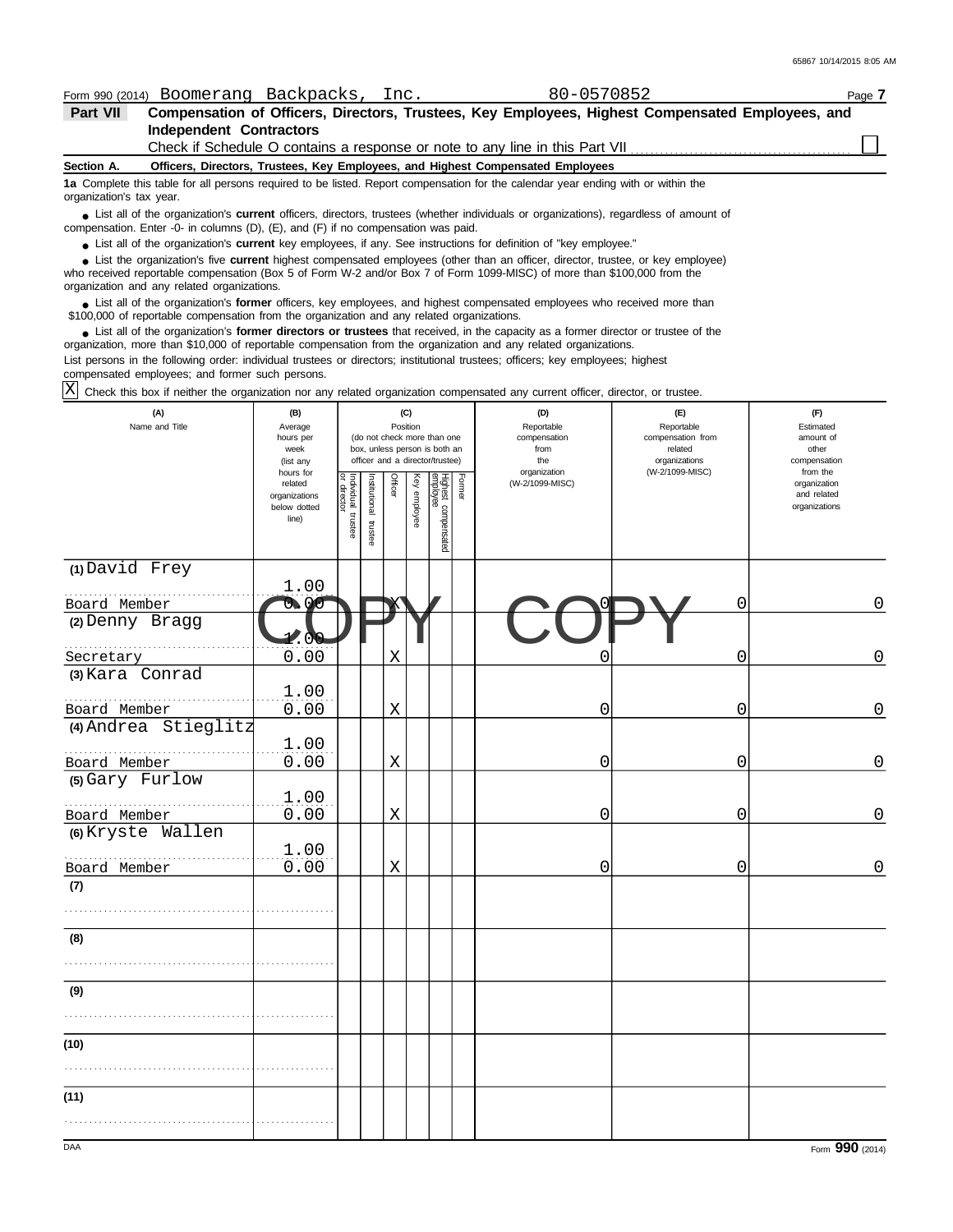Form 990 (2014) Boomerang Backpacks, Inc. 80-0570852 Page **7**

## Part VII Compensation of Officers, Directors, Trustees, Key Employees, Highest Compensated Employees, and Independent Contractors

Check if Schedule O contains a response or note to any line in this Part VII ☐

**Section A. Officers, Directors, Trustees, Key Employees, and Highest Compensated Employees**

**1a** Complete this table for all persons required to be listed. Report compensation for the calendar year ending with or within the organization's tax year.

- List all of the organization's **current** officers, directors, trustees (whether individuals or organizations), regardless of amount of compensation. Enter -0- in columns (D), (E), and (F) if no compensation was paid.
- List all of the organization's **current** key employees, if any. See instructions for definition of "key employee."
- List the organization's five **current** highest compensated employees (other than an officer, director, trustee, or key employee) who received reportable compensation (Box 5 of Form W-2 and/or Box 7 of Form 1099-MISC) of more than $100,000 from the organization and any related organizations.
- List all of the organization's **former** officers, key employees, and highest compensated employees who received more than $100,000 of reportable compensation from the organization and any related organizations.
- List all of the organization's **former directors or trustees** that received, in the capacity as a former director or trustee of the organization, more than $10,000 of reportable compensation from the organization and any related organizations.

List persons in the following order: individual trustees or directors; institutional trustees; officers; key employees; highest compensated employees; and former such persons.

☒ Check this box if neither the organization nor any related organization compensated any current officer, director, or trustee.

| (A) Name and Title | (B) Average hours per week (list any hours for related organizations below dotted line) | (C) Position: Individual trustee or director | Institutional trustee | Officer | Key employee | Highest compensated employee | Former | (D) Reportable compensation from the organization (W-2/1099-MISC) | (E) Reportable compensation from related organizations (W-2/1099-MISC) | (F) Estimated amount of other compensation from the organization and related organizations |
|---|---|---|---|---|---|---|---|---|---|---|
| (1) David Frey<br>Board Member | 1.00<br>0.00 | | | X | | | | 0 | 0 | 0 |
| (2) Denny Bragg<br>Secretary | 1.00<br>0.00 | | | X | | | | 0 | 0 | 0 |
| (3) Kara Conrad<br>Board Member | 1.00<br>0.00 | | | X | | | | 0 | 0 | 0 |
| (4) Andrea Stieglitz<br>Board Member | 1.00<br>0.00 | | | X | | | | 0 | 0 | 0 |
| (5) Gary Furlow<br>Board Member | 1.00<br>0.00 | | | X | | | | 0 | 0 | 0 |
| (6) Kryste Wallen<br>Board Member | 1.00<br>0.00 | | | X | | | | 0 | 0 | 0 |
| (7) | | | | | | | | | | |
| (8) | | | | | | | | | | |
| (9) | | | | | | | | | | |
| (10) | | | | | | | | | | |
| (11) | | | | | | | | | | |

Form **990** (2014)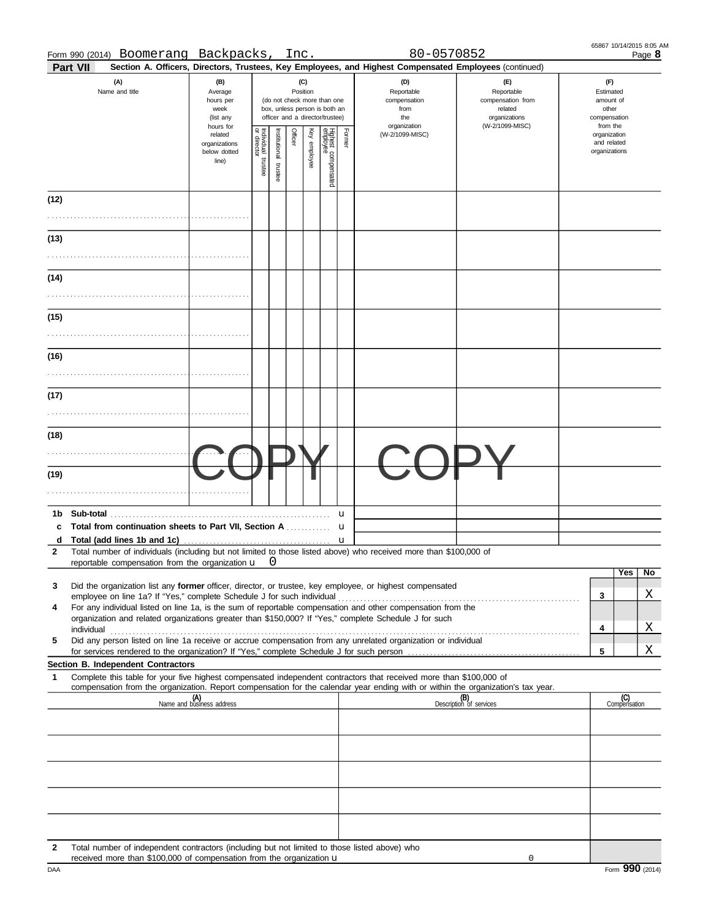Form 990 (2014) Boomerang Backpacks, Inc. 80-0570852

**Part VII** **Section A. Officers, Directors, Trustees, Key Employees, and Highest Compensated Employees** (continued)

| (A) Name and title | (B) Average hours per week (list any hours for related organizations below dotted line) | (C) Position (do not check more than one box, unless person is both an officer and a director/trustee): Individual trustee or director | Institutional trustee | Officer | Key employee | Highest compensated employee | Former | (D) Reportable compensation from the organization (W-2/1099-MISC) | (E) Reportable compensation from related organizations (W-2/1099-MISC) | (F) Estimated amount of other compensation from the organization and related organizations |
|---|---|---|---|---|---|---|---|---|---|---|
| (12) | | | | | | | | | | |
| (13) | | | | | | | | | | |
| (14) | | | | | | | | | | |
| (15) | | | | | | | | | | |
| (16) | | | | | | | | | | |
| (17) | | | | | | | | | | |
| (18) | | | | | | | | | | |
| (19) | | | | | | | | | | |

COPY COPY

**1b Sub-total** u

**c Total from continuation sheets to Part VII, Section A** u

**d Total (add lines 1b and 1c)** u

**2** Total number of individuals (including but not limited to those listed above) who received more than $100,000 of reportable compensation from the organization u 0

| | | | Yes | No |
|---|---|---|---|---|
| 3 | Did the organization list any **former** officer, director, or trustee, key employee, or highest compensated employee on line 1a? If "Yes," complete Schedule J for such individual | 3 | | X |
| 4 | For any individual listed on line 1a, is the sum of reportable compensation and other compensation from the organization and related organizations greater than $150,000? If "Yes," complete Schedule J for such individual | 4 | | X |
| 5 | Did any person listed on line 1a receive or accrue compensation from any unrelated organization or individual for services rendered to the organization? If "Yes," complete Schedule J for such person | 5 | | X |

**Section B. Independent Contractors**

**1** Complete this table for your five highest compensated independent contractors that received more than $100,000 of compensation from the organization. Report compensation for the calendar year ending with or within the organization's tax year.

| (A) Name and business address | (B) Description of services | (C) Compensation |
|---|---|---|
| | | |
| | | |
| | | |
| | | |
| | | |

**2** Total number of independent contractors (including but not limited to those listed above) who received more than $100,000 of compensation from the organization u 0

DAA Form **990** (2014)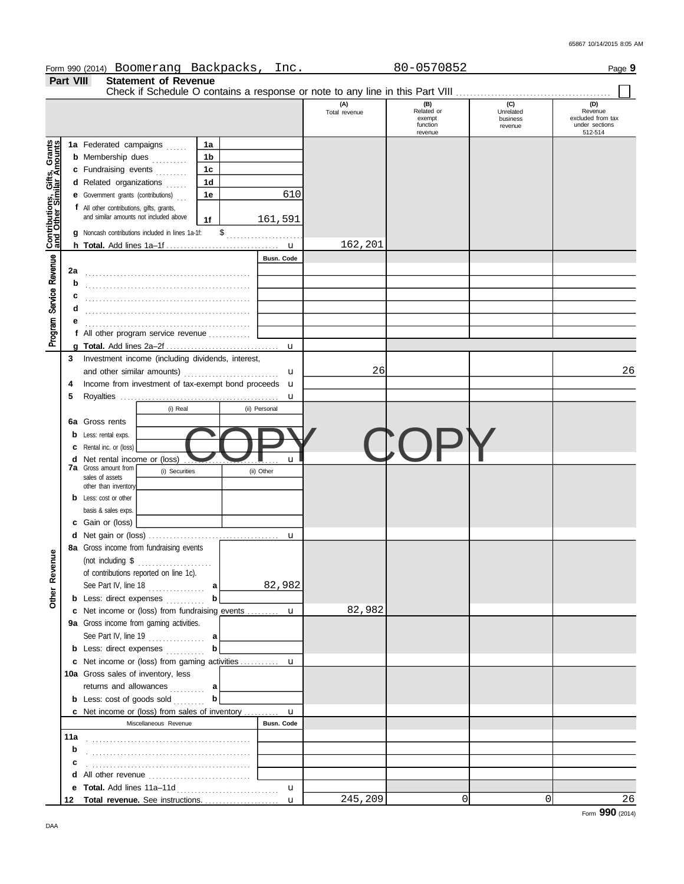Form 990 (2014) Boomerang Backpacks, Inc. 80-0570852 Page 9

## Part VIII Statement of Revenue

Check if Schedule O contains a response or note to any line in this Part VIII . . . . . . . . . . . . ☐

| | | | | (A) Total revenue | (B) Related or exempt function revenue | (C) Unrelated business revenue | (D) Revenue excluded from tax under sections 512-514 |
|---|---|---|---|---|---|---|---|
| **Contributions, Gifts, Grants and Other Similar Amounts** | 1a Federated campaigns | 1a | | | | | |
| | b Membership dues | 1b | | | | | |
| | c Fundraising events | 1c | | | | | |
| | d Related organizations | 1d | | | | | |
| | e Government grants (contributions) | 1e | 610 | | | | |
| | f All other contributions, gifts, grants, and similar amounts not included above | 1f | 161,591 | | | | |
| | g Noncash contributions included in lines 1a-1f: $ | | | | | | |
| | h **Total.** Add lines 1a–1f | | u | 162,201 | | | |
| **Program Service Revenue** | | | Busn. Code | | | | |
| | 2a | | | | | | |
| | b | | | | | | |
| | c | | | | | | |
| | d | | | | | | |
| | e | | | | | | |
| | f All other program service revenue | | | | | | |
| | g **Total.** Add lines 2a–2f | | u | | | | |
| **Other Revenue** | 3 Investment income (including dividends, interest, and other similar amounts) | | u | 26 | | | 26 |
| | 4 Income from investment of tax-exempt bond proceeds | | u | | | | |
| | 5 Royalties | | u | | | | |
| | | (i) Real | (ii) Personal | | | | |
| | 6a Gross rents | | | | | | |
| | b Less: rental exps. | | | | | | |
| | c Rental inc. or (loss) | | | | | | |
| | d Net rental income or (loss) | | u | | | | |
| | 7a Gross amount from sales of assets other than inventory | (i) Securities | (ii) Other | | | | |
| | b Less: cost or other basis & sales exps. | | | | | | |
| | c Gain or (loss) | | | | | | |
| | d Net gain or (loss) | | u | | | | |
| | 8a Gross income from fundraising events (not including $ of contributions reported on line 1c). See Part IV, line 18 | a | 82,982 | | | | |
| | b Less: direct expenses | b | | | | | |
| | c Net income or (loss) from fundraising events | | u | 82,982 | | | |
| | 9a Gross income from gaming activities. See Part IV, line 19 | a | | | | | |
| | b Less: direct expenses | b | | | | | |
| | c Net income or (loss) from gaming activities | | u | | | | |
| | 10a Gross sales of inventory, less returns and allowances | a | | | | | |
| | b Less: cost of goods sold | b | | | | | |
| | c Net income or (loss) from sales of inventory | | u | | | | |
| | Miscellaneous Revenue | | Busn. Code | | | | |
| | 11a | | | | | | |
| | b | | | | | | |
| | c | | | | | | |
| | d All other revenue | | | | | | |
| | e **Total.** Add lines 11a–11d | | u | | | | |
| | 12 **Total revenue.** See instructions. | | u | 245,209 | 0 | 0 | 26 |

COPY COPY

Form **990** (2014)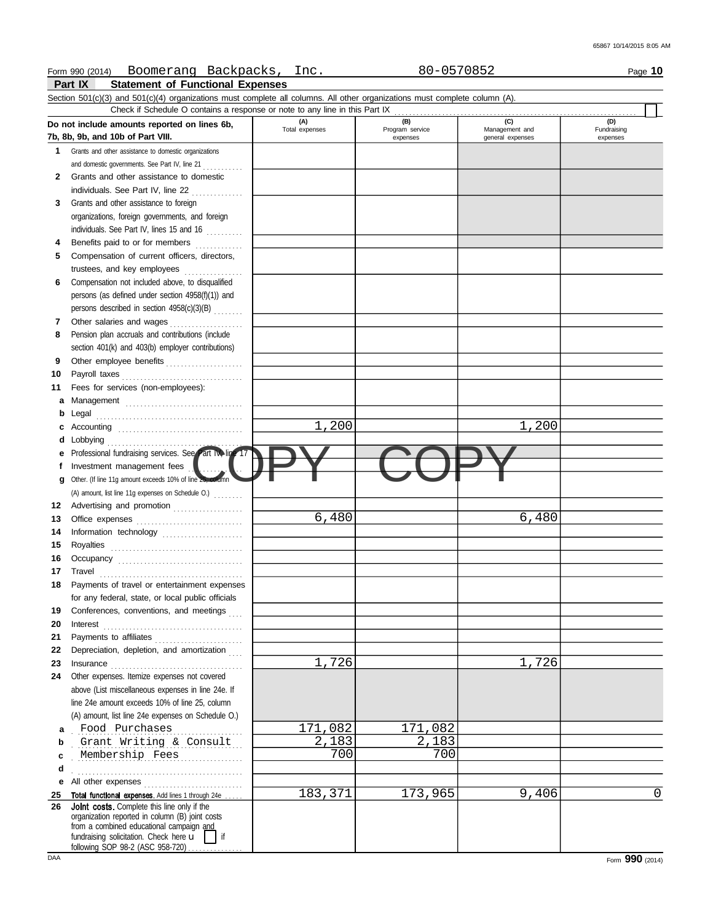Form 990 (2014) Boomerang Backpacks, Inc. 80-0570852

**Part IX Statement of Functional Expenses**

Section 501(c)(3) and 501(c)(4) organizations must complete all columns. All other organizations must complete column (A).

Check if Schedule O contains a response or note to any line in this Part IX ☐

| Do not include amounts reported on lines 6b, 7b, 8b, 9b, and 10b of Part VIII. | (A) Total expenses | (B) Program service expenses | (C) Management and general expenses | (D) Fundraising expenses |
|---|---|---|---|---|
| 1 Grants and other assistance to domestic organizations and domestic governments. See Part IV, line 21 | | | | |
| 2 Grants and other assistance to domestic individuals. See Part IV, line 22 | | | | |
| 3 Grants and other assistance to foreign organizations, foreign governments, and foreign individuals. See Part IV, lines 15 and 16 | | | | |
| 4 Benefits paid to or for members | | | | |
| 5 Compensation of current officers, directors, trustees, and key employees | | | | |
| 6 Compensation not included above, to disqualified persons (as defined under section 4958(f)(1)) and persons described in section 4958(c)(3)(B) | | | | |
| 7 Other salaries and wages | | | | |
| 8 Pension plan accruals and contributions (include section 401(k) and 403(b) employer contributions) | | | | |
| 9 Other employee benefits | | | | |
| 10 Payroll taxes | | | | |
| 11 Fees for services (non-employees): | | | | |
| a Management | | | | |
| b Legal | | | | |
| c Accounting | 1,200 | | 1,200 | |
| d Lobbying | | | | |
| e Professional fundraising services. See Part IV, line 17 | | | | |
| f Investment management fees | | | | |
| g Other. (If line 11g amount exceeds 10% of line 25, column (A) amount, list line 11g expenses on Schedule O.) | | | | |
| 12 Advertising and promotion | | | | |
| 13 Office expenses | 6,480 | | 6,480 | |
| 14 Information technology | | | | |
| 15 Royalties | | | | |
| 16 Occupancy | | | | |
| 17 Travel | | | | |
| 18 Payments of travel or entertainment expenses for any federal, state, or local public officials | | | | |
| 19 Conferences, conventions, and meetings | | | | |
| 20 Interest | | | | |
| 21 Payments to affiliates | | | | |
| 22 Depreciation, depletion, and amortization | | | | |
| 23 Insurance | 1,726 | | 1,726 | |
| 24 Other expenses. Itemize expenses not covered above (List miscellaneous expenses in line 24e. If line 24e amount exceeds 10% of line 25, column (A) amount, list line 24e expenses on Schedule O.) | | | | |
| a Food Purchases | 171,082 | 171,082 | | |
| b Grant Writing & Consult | 2,183 | 2,183 | | |
| c Membership Fees | 700 | 700 | | |
| d | | | | |
| e All other expenses | | | | |
| 25 **Total functional expenses.** Add lines 1 through 24e | 183,371 | 173,965 | 9,406 | 0 |
| 26 **Joint costs.** Complete this line only if the organization reported in column (B) joint costs from a combined educational campaign and fundraising solicitation. Check here ☐ if following SOP 98-2 (ASC 958-720) | | | | |

Form **990** (2014)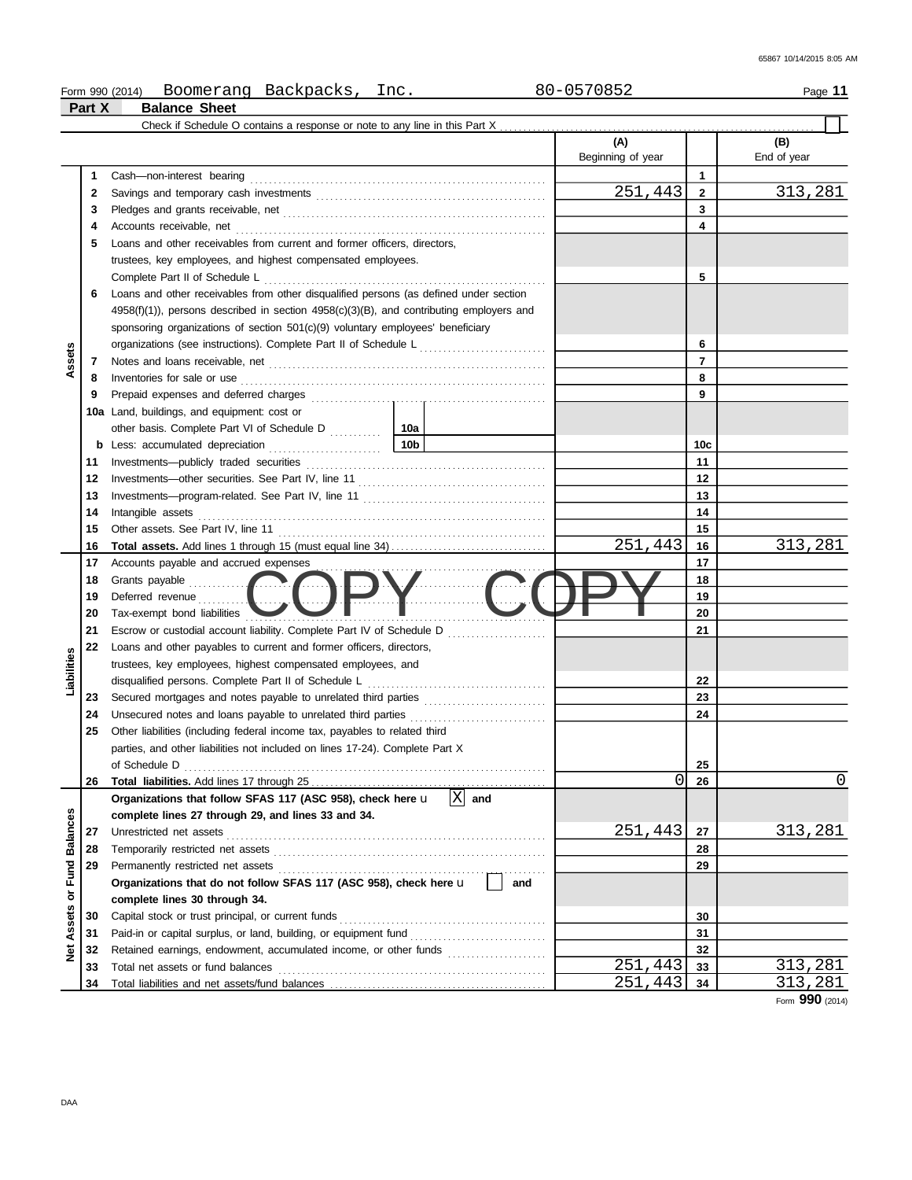Form 990 (2014) Boomerang Backpacks, Inc. 80-0570852

**Part X Balance Sheet**

Check if Schedule O contains a response or note to any line in this Part X ☐

| | | | (A) Beginning of year | | (B) End of year |
|---|---|---|---|---|---|
| **Assets** | 1 | Cash—non-interest bearing | | 1 | |
| | 2 | Savings and temporary cash investments | 251,443 | 2 | 313,281 |
| | 3 | Pledges and grants receivable, net | | 3 | |
| | 4 | Accounts receivable, net | | 4 | |
| | 5 | Loans and other receivables from current and former officers, directors, trustees, key employees, and highest compensated employees. Complete Part II of Schedule L | | 5 | |
| | 6 | Loans and other receivables from other disqualified persons (as defined under section 4958(f)(1)), persons described in section 4958(c)(3)(B), and contributing employers and sponsoring organizations of section 501(c)(9) voluntary employees' beneficiary organizations (see instructions). Complete Part II of Schedule L | | 6 | |
| | 7 | Notes and loans receivable, net | | 7 | |
| | 8 | Inventories for sale or use | | 8 | |
| | 9 | Prepaid expenses and deferred charges | | 9 | |
| | 10a | Land, buildings, and equipment: cost or other basis. Complete Part VI of Schedule D (10a) | | | |
| | b | Less: accumulated depreciation (10b) | | 10c | |
| | 11 | Investments—publicly traded securities | | 11 | |
| | 12 | Investments—other securities. See Part IV, line 11 | | 12 | |
| | 13 | Investments—program-related. See Part IV, line 11 | | 13 | |
| | 14 | Intangible assets | | 14 | |
| | 15 | Other assets. See Part IV, line 11 | | 15 | |
| | 16 | **Total assets.** Add lines 1 through 15 (must equal line 34) | 251,443 | 16 | 313,281 |
| **Liabilities** | 17 | Accounts payable and accrued expenses | | 17 | |
| | 18 | Grants payable | | 18 | |
| | 19 | Deferred revenue | | 19 | |
| | 20 | Tax-exempt bond liabilities | | 20 | |
| | 21 | Escrow or custodial account liability. Complete Part IV of Schedule D | | 21 | |
| | 22 | Loans and other payables to current and former officers, directors, trustees, key employees, highest compensated employees, and disqualified persons. Complete Part II of Schedule L | | 22 | |
| | 23 | Secured mortgages and notes payable to unrelated third parties | | 23 | |
| | 24 | Unsecured notes and loans payable to unrelated third parties | | 24 | |
| | 25 | Other liabilities (including federal income tax, payables to related third parties, and other liabilities not included on lines 17-24). Complete Part X of Schedule D | | 25 | |
| | 26 | **Total liabilities.** Add lines 17 through 25 | 0 | 26 | 0 |
| **Net Assets or Fund Balances** | | **Organizations that follow SFAS 117 (ASC 958), check here** ☒ **and complete lines 27 through 29, and lines 33 and 34.** | | | |
| | 27 | Unrestricted net assets | 251,443 | 27 | 313,281 |
| | 28 | Temporarily restricted net assets | | 28 | |
| | 29 | Permanently restricted net assets | | 29 | |
| | | **Organizations that do not follow SFAS 117 (ASC 958), check here** ☐ **and complete lines 30 through 34.** | | | |
| | 30 | Capital stock or trust principal, or current funds | | 30 | |
| | 31 | Paid-in or capital surplus, or land, building, or equipment fund | | 31 | |
| | 32 | Retained earnings, endowment, accumulated income, or other funds | | 32 | |
| | 33 | Total net assets or fund balances | 251,443 | 33 | 313,281 |
| | 34 | Total liabilities and net assets/fund balances | 251,443 | 34 | 313,281 |

Form **990** (2014)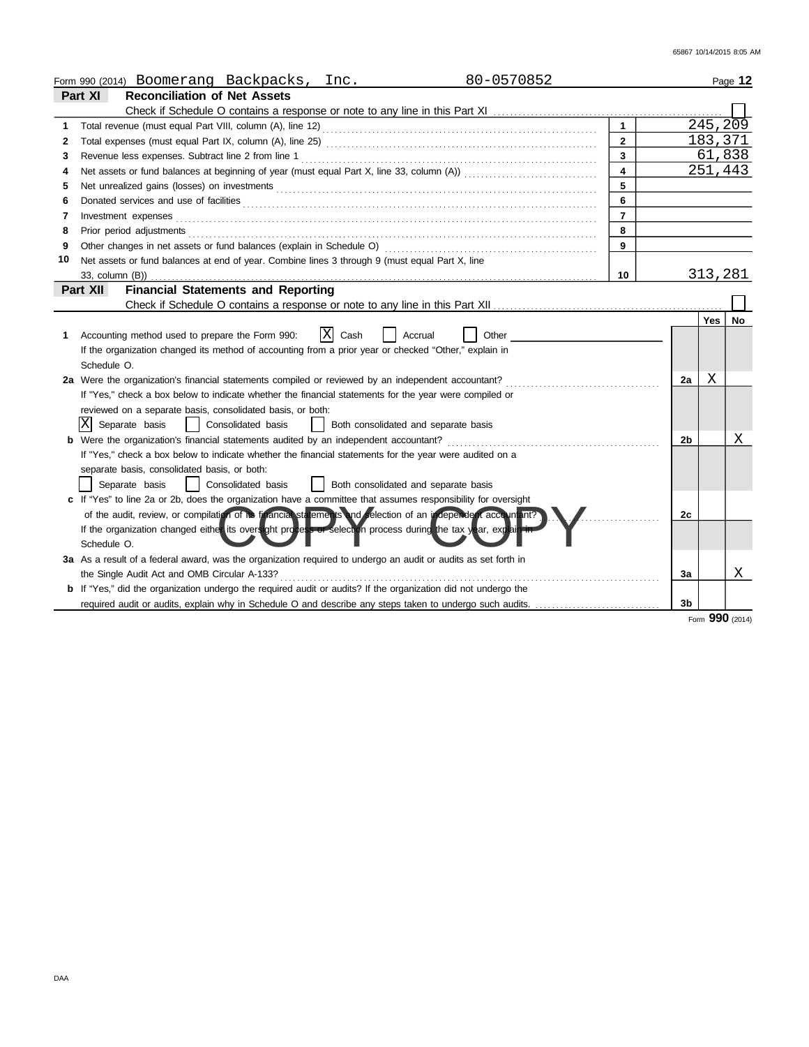65867 10/14/2015 8:05 AM

Form 990 (2014) Boomerang Backpacks, Inc. 80-0570852 Page **12**

## Part XI Reconciliation of Net Assets

Check if Schedule O contains a response or note to any line in this Part XI . . . . . ☐

| | | | |
|---|---|---|---|
| 1 | Total revenue (must equal Part VIII, column (A), line 12) | 1 | 245,209 |
| 2 | Total expenses (must equal Part IX, column (A), line 25) | 2 | 183,371 |
| 3 | Revenue less expenses. Subtract line 2 from line 1 | 3 | 61,838 |
| 4 | Net assets or fund balances at beginning of year (must equal Part X, line 33, column (A)) | 4 | 251,443 |
| 5 | Net unrealized gains (losses) on investments | 5 | |
| 6 | Donated services and use of facilities | 6 | |
| 7 | Investment expenses | 7 | |
| 8 | Prior period adjustments | 8 | |
| 9 | Other changes in net assets or fund balances (explain in Schedule O) | 9 | |
| 10 | Net assets or fund balances at end of year. Combine lines 3 through 9 (must equal Part X, line 33, column (B)) | 10 | 313,281 |

## Part XII Financial Statements and Reporting

Check if Schedule O contains a response or note to any line in this Part XII . . . . . ☐

| | | | Yes | No |
|---|---|---|---|---|
| 1 | Accounting method used to prepare the Form 990: ☒ Cash ☐ Accrual ☐ Other<br>If the organization changed its method of accounting from a prior year or checked "Other," explain in Schedule O. | | | |
| 2a | Were the organization's financial statements compiled or reviewed by an independent accountant?<br>If "Yes," check a box below to indicate whether the financial statements for the year were compiled or reviewed on a separate basis, consolidated basis, or both:<br>☒ Separate basis ☐ Consolidated basis ☐ Both consolidated and separate basis | 2a | X | |
| b | Were the organization's financial statements audited by an independent accountant?<br>If "Yes," check a box below to indicate whether the financial statements for the year were audited on a separate basis, consolidated basis, or both:<br>☐ Separate basis ☐ Consolidated basis ☐ Both consolidated and separate basis | 2b | | X |
| c | If "Yes" to line 2a or 2b, does the organization have a committee that assumes responsibility for oversight of the audit, review, or compilation of its financial statements and selection of an independent accountant?<br>If the organization changed either its oversight process or selection process during the tax year, explain in Schedule O. | 2c | | |
| 3a | As a result of a federal award, was the organization required to undergo an audit or audits as set forth in the Single Audit Act and OMB Circular A-133? | 3a | | X |
| b | If "Yes," did the organization undergo the required audit or audits? If the organization did not undergo the required audit or audits, explain why in Schedule O and describe any steps taken to undergo such audits. | 3b | | |

COPY COPY

Form **990** (2014)

DAA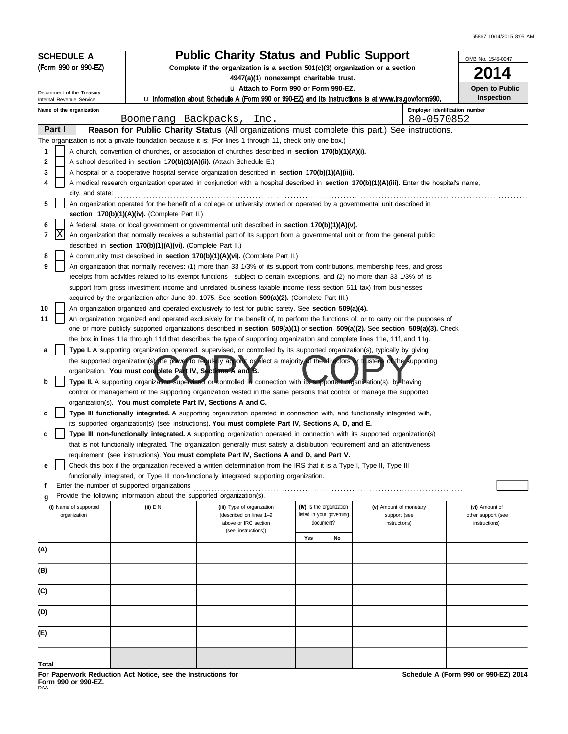65867 10/14/2015 8:05 AM

**SCHEDULE A**
**(Form 990 or 990-EZ)**

Department of the Treasury
Internal Revenue Service

# Public Charity Status and Public Support

**Complete if the organization is a section 501(c)(3) organization or a section 4947(a)(1) nonexempt charitable trust.**

u **Attach to Form 990 or Form 990-EZ.**

u **Information about Schedule A (Form 990 or 990-EZ) and its instructions is at www.irs.gov/form990.**

OMB No. 1545-0047

**2014**

**Open to Public Inspection**

**Name of the organization:** Boomerang Backpacks, Inc.

**Employer identification number:** 80-0570852

## Part I — Reason for Public Charity Status (All organizations must complete this part.) See instructions.

The organization is not a private foundation because it is: (For lines 1 through 11, check only one box.)

1. [ ] A church, convention of churches, or association of churches described in **section 170(b)(1)(A)(i).**
2. [ ] A school described in **section 170(b)(1)(A)(ii).** (Attach Schedule E.)
3. [ ] A hospital or a cooperative hospital service organization described in **section 170(b)(1)(A)(iii).**
4. [ ] A medical research organization operated in conjunction with a hospital described in **section 170(b)(1)(A)(iii).** Enter the hospital's name, city, and state:
5. [ ] An organization operated for the benefit of a college or university owned or operated by a governmental unit described in **section 170(b)(1)(A)(iv).** (Complete Part II.)
6. [ ] A federal, state, or local government or governmental unit described in **section 170(b)(1)(A)(v).**
7. [X] An organization that normally receives a substantial part of its support from a governmental unit or from the general public described in **section 170(b)(1)(A)(vi).** (Complete Part II.)
8. [ ] A community trust described in **section 170(b)(1)(A)(vi).** (Complete Part II.)
9. [ ] An organization that normally receives: (1) more than 33 1/3% of its support from contributions, membership fees, and gross receipts from activities related to its exempt functions—subject to certain exceptions, and (2) no more than 33 1/3% of its support from gross investment income and unrelated business taxable income (less section 511 tax) from businesses acquired by the organization after June 30, 1975. See **section 509(a)(2).** (Complete Part III.)
10. [ ] An organization organized and operated exclusively to test for public safety. See **section 509(a)(4).**
11. [ ] An organization organized and operated exclusively for the benefit of, to perform the functions of, or to carry out the purposes of one or more publicly supported organizations described in **section 509(a)(1)** or **section 509(a)(2).** See **section 509(a)(3).** Check the box in lines 11a through 11d that describes the type of supporting organization and complete lines 11e, 11f, and 11g.
   - **a** [ ] **Type I.** A supporting organization operated, supervised, or controlled by its supported organization(s), typically by giving the supported organization(s) the power to regularly appoint or elect a majority of the directors or trustees of the supporting organization. **You must complete Part IV, Sections A and B.**
   - **b** [ ] **Type II.** A supporting organization supervised or controlled in connection with its supported organization(s), by having control or management of the supporting organization vested in the same persons that control or manage the supported organization(s). **You must complete Part IV, Sections A and C.**
   - **c** [ ] **Type III functionally integrated.** A supporting organization operated in connection with, and functionally integrated with, its supported organization(s) (see instructions). **You must complete Part IV, Sections A, D, and E.**
   - **d** [ ] **Type III non-functionally integrated.** A supporting organization operated in connection with its supported organization(s) that is not functionally integrated. The organization generally must satisfy a distribution requirement and an attentiveness requirement (see instructions). **You must complete Part IV, Sections A and D, and Part V.**
   - **e** [ ] Check this box if the organization received a written determination from the IRS that it is a Type I, Type II, Type III functionally integrated, or Type III non-functionally integrated supporting organization.
   - **f** Enter the number of supported organizations
   - **g** Provide the following information about the supported organization(s).

| (i) Name of supported organization | (ii) EIN | (iii) Type of organization (described on lines 1–9 above or IRC section (see instructions)) | (iv) Is the organization listed in your governing document? Yes | No | (v) Amount of monetary support (see instructions) | (vi) Amount of other support (see instructions) |
|---|---|---|---|---|---|---|
| (A) | | | | | | |
| (B) | | | | | | |
| (C) | | | | | | |
| (D) | | | | | | |
| (E) | | | | | | |
| Total | | | | | | |

**For Paperwork Reduction Act Notice, see the Instructions for Form 990 or 990-EZ.**
DAA

**Schedule A (Form 990 or 990-EZ) 2014**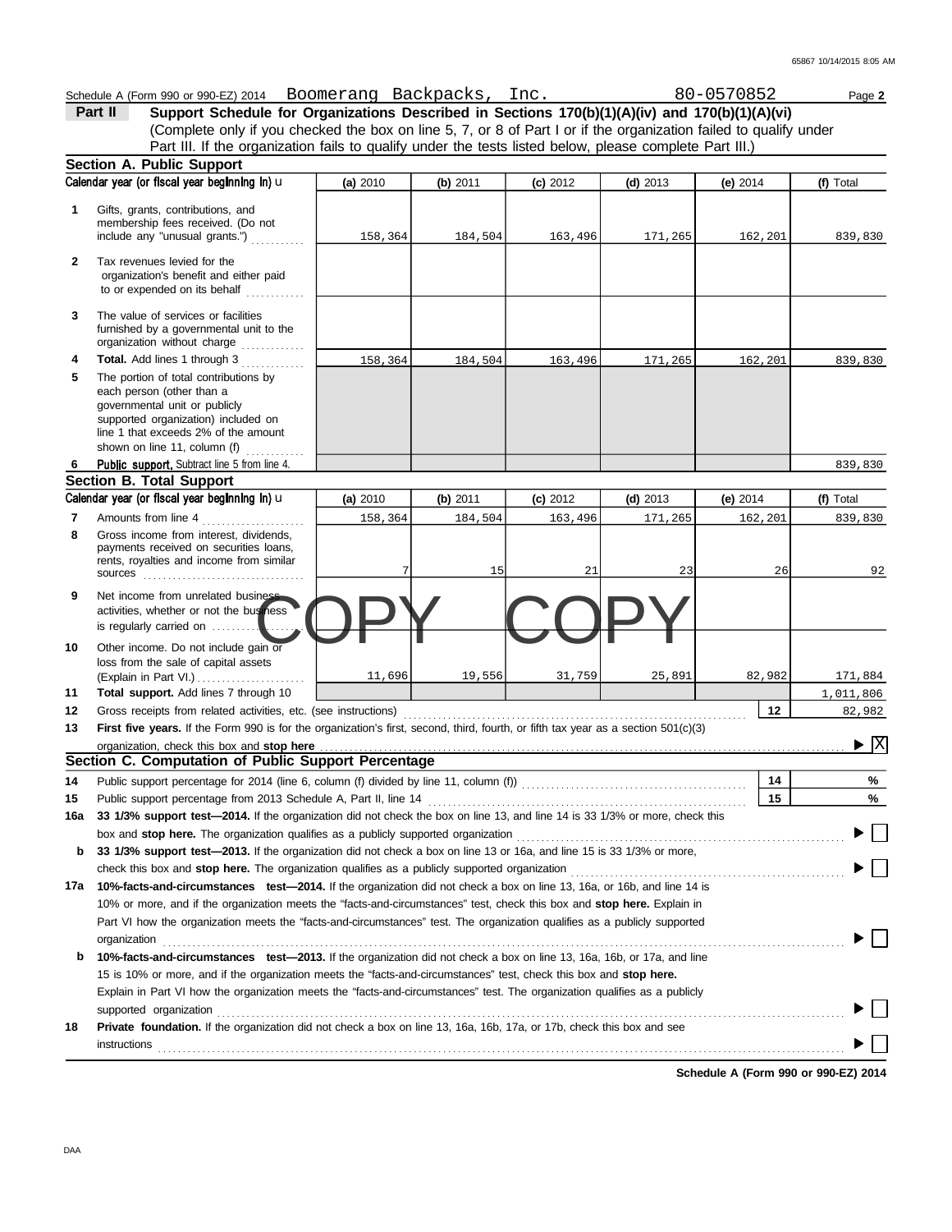Schedule A (Form 990 or 990-EZ) 2014 Boomerang Backpacks, Inc. 80-0570852

**Part II Support Schedule for Organizations Described in Sections 170(b)(1)(A)(iv) and 170(b)(1)(A)(vi)**

(Complete only if you checked the box on line 5, 7, or 8 of Part I or if the organization failed to qualify under Part III. If the organization fails to qualify under the tests listed below, please complete Part III.)

## Section A. Public Support

| | Calendar year (or fiscal year beginning in) | (a) 2010 | (b) 2011 | (c) 2012 | (d) 2013 | (e) 2014 | (f) Total |
|---|---|---|---|---|---|---|---|
| 1 | Gifts, grants, contributions, and membership fees received. (Do not include any "unusual grants.") | 158,364 | 184,504 | 163,496 | 171,265 | 162,201 | 839,830 |
| 2 | Tax revenues levied for the organization's benefit and either paid to or expended on its behalf | | | | | | |
| 3 | The value of services or facilities furnished by a governmental unit to the organization without charge | | | | | | |
| 4 | **Total.** Add lines 1 through 3 | 158,364 | 184,504 | 163,496 | 171,265 | 162,201 | 839,830 |
| 5 | The portion of total contributions by each person (other than a governmental unit or publicly supported organization) included on line 1 that exceeds 2% of the amount shown on line 11, column (f) | | | | | | |
| 6 | **Public support.** Subtract line 5 from line 4. | | | | | | 839,830 |

## Section B. Total Support

| | Calendar year (or fiscal year beginning in) | (a) 2010 | (b) 2011 | (c) 2012 | (d) 2013 | (e) 2014 | (f) Total |
|---|---|---|---|---|---|---|---|
| 7 | Amounts from line 4 | 158,364 | 184,504 | 163,496 | 171,265 | 162,201 | 839,830 |
| 8 | Gross income from interest, dividends, payments received on securities loans, rents, royalties and income from similar sources | 7 | 15 | 21 | 23 | 26 | 92 |
| 9 | Net income from unrelated business activities, whether or not the business is regularly carried on | | | | | | |
| 10 | Other income. Do not include gain or loss from the sale of capital assets (Explain in Part VI.) | 11,696 | 19,556 | 31,759 | 25,891 | 82,982 | 171,884 |
| 11 | **Total support.** Add lines 7 through 10 | | | | | | 1,011,806 |
| 12 | Gross receipts from related activities, etc. (see instructions) | | | | | 12 | 82,982 |

COPY COPY

**13** **First five years.** If the Form 990 is for the organization's first, second, third, fourth, or fifth tax year as a section 501(c)(3) organization, check this box and **stop here** ▶ [X]

## Section C. Computation of Public Support Percentage

**14** Public support percentage for 2014 (line 6, column (f) divided by line 11, column (f)) — 14 — %

**15** Public support percentage from 2013 Schedule A, Part II, line 14 — 15 — %

**16a** **33 1/3% support test—2014.** If the organization did not check the box on line 13, and line 14 is 33 1/3% or more, check this box and **stop here.** The organization qualifies as a publicly supported organization ▶ [ ]

**b** **33 1/3% support test—2013.** If the organization did not check a box on line 13 or 16a, and line 15 is 33 1/3% or more, check this box and **stop here.** The organization qualifies as a publicly supported organization ▶ [ ]

**17a** **10%-facts-and-circumstances test—2014.** If the organization did not check a box on line 13, 16a, or 16b, and line 14 is 10% or more, and if the organization meets the "facts-and-circumstances" test, check this box and **stop here.** Explain in Part VI how the organization meets the "facts-and-circumstances" test. The organization qualifies as a publicly supported organization ▶ [ ]

**b** **10%-facts-and-circumstances test—2013.** If the organization did not check a box on line 13, 16a, 16b, or 17a, and line 15 is 10% or more, and if the organization meets the "facts-and-circumstances" test, check this box and **stop here.** Explain in Part VI how the organization meets the "facts-and-circumstances" test. The organization qualifies as a publicly supported organization ▶ [ ]

**18** **Private foundation.** If the organization did not check a box on line 13, 16a, 16b, 17a, or 17b, check this box and see instructions ▶ [ ]

**Schedule A (Form 990 or 990-EZ) 2014**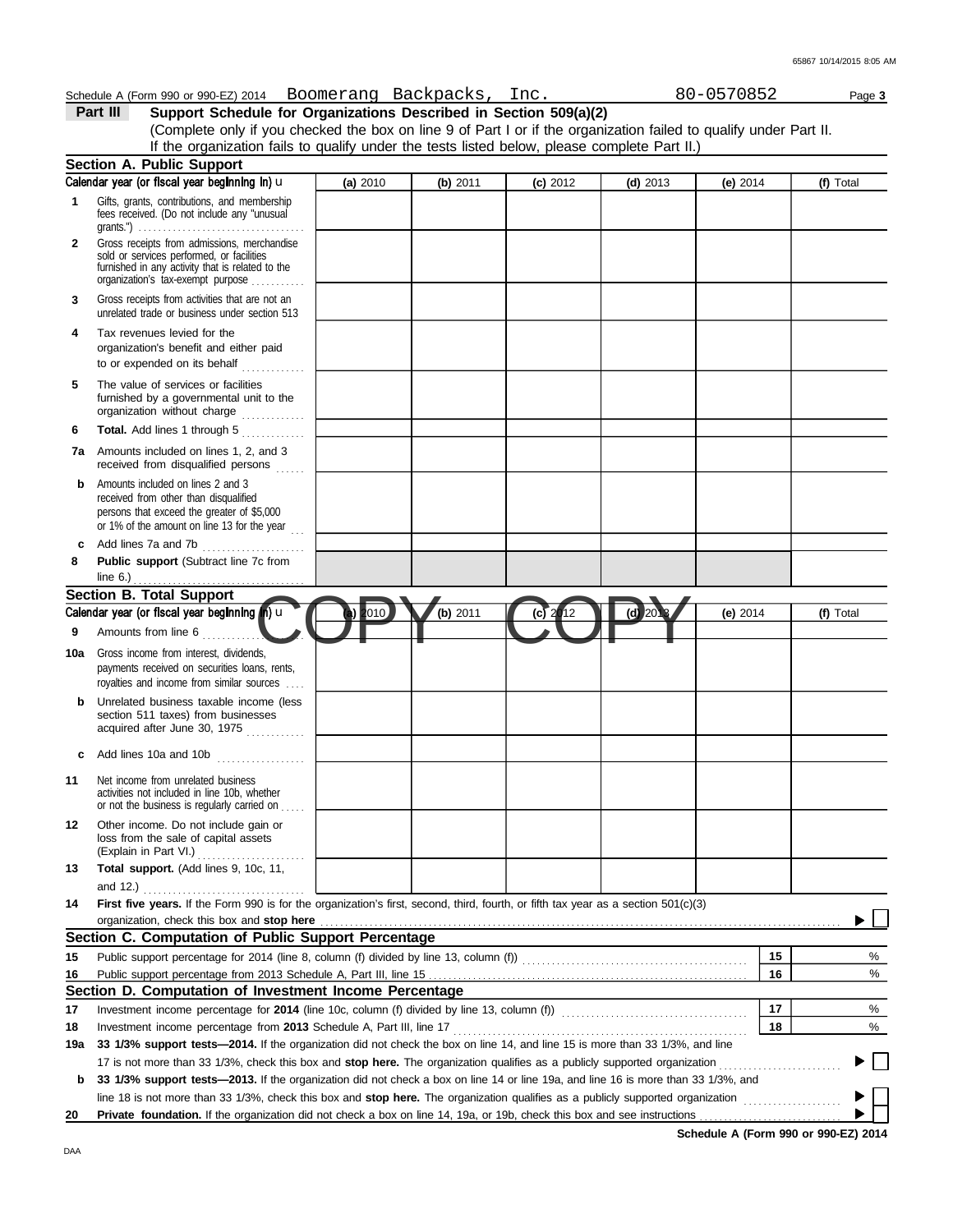Schedule A (Form 990 or 990-EZ) 2014 Boomerang Backpacks, Inc. 80-0570852

## Part III Support Schedule for Organizations Described in Section 509(a)(2)

(Complete only if you checked the box on line 9 of Part I or if the organization failed to qualify under Part II. If the organization fails to qualify under the tests listed below, please complete Part II.)

### Section A. Public Support

| Calendar year (or fiscal year beginning in) | (a) 2010 | (b) 2011 | (c) 2012 | (d) 2013 | (e) 2014 | (f) Total |
|---|---|---|---|---|---|---|
| 1 Gifts, grants, contributions, and membership fees received. (Do not include any "unusual grants.") | | | | | | |
| 2 Gross receipts from admissions, merchandise sold or services performed, or facilities furnished in any activity that is related to the organization's tax-exempt purpose | | | | | | |
| 3 Gross receipts from activities that are not an unrelated trade or business under section 513 | | | | | | |
| 4 Tax revenues levied for the organization's benefit and either paid to or expended on its behalf | | | | | | |
| 5 The value of services or facilities furnished by a governmental unit to the organization without charge | | | | | | |
| 6 **Total.** Add lines 1 through 5 | | | | | | |
| 7a Amounts included on lines 1, 2, and 3 received from disqualified persons | | | | | | |
| b Amounts included on lines 2 and 3 received from other than disqualified persons that exceed the greater of $5,000 or 1% of the amount on line 13 for the year | | | | | | |
| c Add lines 7a and 7b | | | | | | |
| 8 **Public support** (Subtract line 7c from line 6.) | | | | | | |

### Section B. Total Support

COPY COPY

| Calendar year (or fiscal year beginning in) | (a) 2010 | (b) 2011 | (c) 2012 | (d) 2013 | (e) 2014 | (f) Total |
|---|---|---|---|---|---|---|
| 9 Amounts from line 6 | | | | | | |
| 10a Gross income from interest, dividends, payments received on securities loans, rents, royalties and income from similar sources | | | | | | |
| b Unrelated business taxable income (less section 511 taxes) from businesses acquired after June 30, 1975 | | | | | | |
| c Add lines 10a and 10b | | | | | | |
| 11 Net income from unrelated business activities not included in line 10b, whether or not the business is regularly carried on | | | | | | |
| 12 Other income. Do not include gain or loss from the sale of capital assets (Explain in Part VI.) | | | | | | |
| 13 **Total support.** (Add lines 9, 10c, 11, and 12.) | | | | | | |

14 **First five years.** If the Form 990 is for the organization's first, second, third, fourth, or fifth tax year as a section 501(c)(3) organization, check this box and **stop here** ☐

### Section C. Computation of Public Support Percentage

| | | | |
|---|---|---|---|
| 15 | Public support percentage for 2014 (line 8, column (f) divided by line 13, column (f)) | 15 | % |
| 16 | Public support percentage from 2013 Schedule A, Part III, line 15 | 16 | % |

### Section D. Computation of Investment Income Percentage

| | | | |
|---|---|---|---|
| 17 | Investment income percentage for **2014** (line 10c, column (f) divided by line 13, column (f)) | 17 | % |
| 18 | Investment income percentage from **2013** Schedule A, Part III, line 17 | 18 | % |

19a **33 1/3% support tests—2014.** If the organization did not check the box on line 14, and line 15 is more than 33 1/3%, and line 17 is not more than 33 1/3%, check this box and **stop here.** The organization qualifies as a publicly supported organization ☐

b **33 1/3% support tests—2013.** If the organization did not check a box on line 14 or line 19a, and line 16 is more than 33 1/3%, and line 18 is not more than 33 1/3%, check this box and **stop here.** The organization qualifies as a publicly supported organization ☐

20 **Private foundation.** If the organization did not check a box on line 14, 19a, or 19b, check this box and see instructions ☐

**Schedule A (Form 990 or 990-EZ) 2014**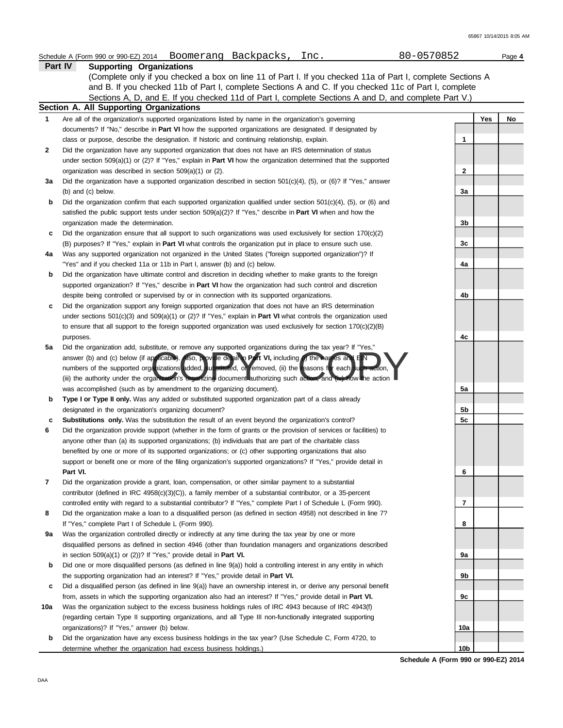Schedule A (Form 990 or 990-EZ) 2014 Boomerang Backpacks, Inc. 80-0570852

## Part IV Supporting Organizations

(Complete only if you checked a box on line 11 of Part I. If you checked 11a of Part I, complete Sections A and B. If you checked 11b of Part I, complete Sections A and C. If you checked 11c of Part I, complete Sections A, D, and E. If you checked 11d of Part I, complete Sections A and D, and complete Part V.)

### Section A. All Supporting Organizations

| | | | Yes | No |
|---|---|---|---|---|
| 1 | Are all of the organization's supported organizations listed by name in the organization's governing documents? If "No," describe in **Part VI** how the supported organizations are designated. If designated by class or purpose, describe the designation. If historic and continuing relationship, explain. | 1 | | |
| 2 | Did the organization have any supported organization that does not have an IRS determination of status under section 509(a)(1) or (2)? If "Yes," explain in **Part VI** how the organization determined that the supported organization was described in section 509(a)(1) or (2). | 2 | | |
| 3a | Did the organization have a supported organization described in section 501(c)(4), (5), or (6)? If "Yes," answer (b) and (c) below. | 3a | | |
| b | Did the organization confirm that each supported organization qualified under section 501(c)(4), (5), or (6) and satisfied the public support tests under section 509(a)(2)? If "Yes," describe in **Part VI** when and how the organization made the determination. | 3b | | |
| c | Did the organization ensure that all support to such organizations was used exclusively for section 170(c)(2)(B) purposes? If "Yes," explain in **Part VI** what controls the organization put in place to ensure such use. | 3c | | |
| 4a | Was any supported organization not organized in the United States ("foreign supported organization")? If "Yes" and if you checked 11a or 11b in Part I, answer (b) and (c) below. | 4a | | |
| b | Did the organization have ultimate control and discretion in deciding whether to make grants to the foreign supported organization? If "Yes," describe in **Part VI** how the organization had such control and discretion despite being controlled or supervised by or in connection with its supported organizations. | 4b | | |
| c | Did the organization support any foreign supported organization that does not have an IRS determination under sections 501(c)(3) and 509(a)(1) or (2)? If "Yes," explain in **Part VI** what controls the organization used to ensure that all support to the foreign supported organization was used exclusively for section 170(c)(2)(B) purposes. | 4c | | |
| 5a | Did the organization add, substitute, or remove any supported organizations during the tax year? If "Yes," answer (b) and (c) below (if applicable). Also, provide detail in **Part VI,** including (i) the names and EIN numbers of the supported organizations added, substituted, or removed, (ii) the reasons for each such action, (iii) the authority under the organization's organizing document authorizing such action, and (iv) how the action was accomplished (such as by amendment to the organizing document). | 5a | | |
| b | **Type I or Type II only.** Was any added or substituted supported organization part of a class already designated in the organization's organizing document? | 5b | | |
| c | **Substitutions only.** Was the substitution the result of an event beyond the organization's control? | 5c | | |
| 6 | Did the organization provide support (whether in the form of grants or the provision of services or facilities) to anyone other than (a) its supported organizations; (b) individuals that are part of the charitable class benefited by one or more of its supported organizations; or (c) other supporting organizations that also support or benefit one or more of the filing organization's supported organizations? If "Yes," provide detail in **Part VI.** | 6 | | |
| 7 | Did the organization provide a grant, loan, compensation, or other similar payment to a substantial contributor (defined in IRC 4958(c)(3)(C)), a family member of a substantial contributor, or a 35-percent controlled entity with regard to a substantial contributor? If "Yes," complete Part I of Schedule L (Form 990). | 7 | | |
| 8 | Did the organization make a loan to a disqualified person (as defined in section 4958) not described in line 7? If "Yes," complete Part I of Schedule L (Form 990). | 8 | | |
| 9a | Was the organization controlled directly or indirectly at any time during the tax year by one or more disqualified persons as defined in section 4946 (other than foundation managers and organizations described in section 509(a)(1) or (2))? If "Yes," provide detail in **Part VI.** | 9a | | |
| b | Did one or more disqualified persons (as defined in line 9(a)) hold a controlling interest in any entity in which the supporting organization had an interest? If "Yes," provide detail in **Part VI.** | 9b | | |
| c | Did a disqualified person (as defined in line 9(a)) have an ownership interest in, or derive any personal benefit from, assets in which the supporting organization also had an interest? If "Yes," provide detail in **Part VI.** | 9c | | |
| 10a | Was the organization subject to the excess business holdings rules of IRC 4943 because of IRC 4943(f) (regarding certain Type II supporting organizations, and all Type III non-functionally integrated supporting organizations)? If "Yes," answer (b) below. | 10a | | |
| b | Did the organization have any excess business holdings in the tax year? (Use Schedule C, Form 4720, to determine whether the organization had excess business holdings.) | 10b | | |

Schedule A (Form 990 or 990-EZ) 2014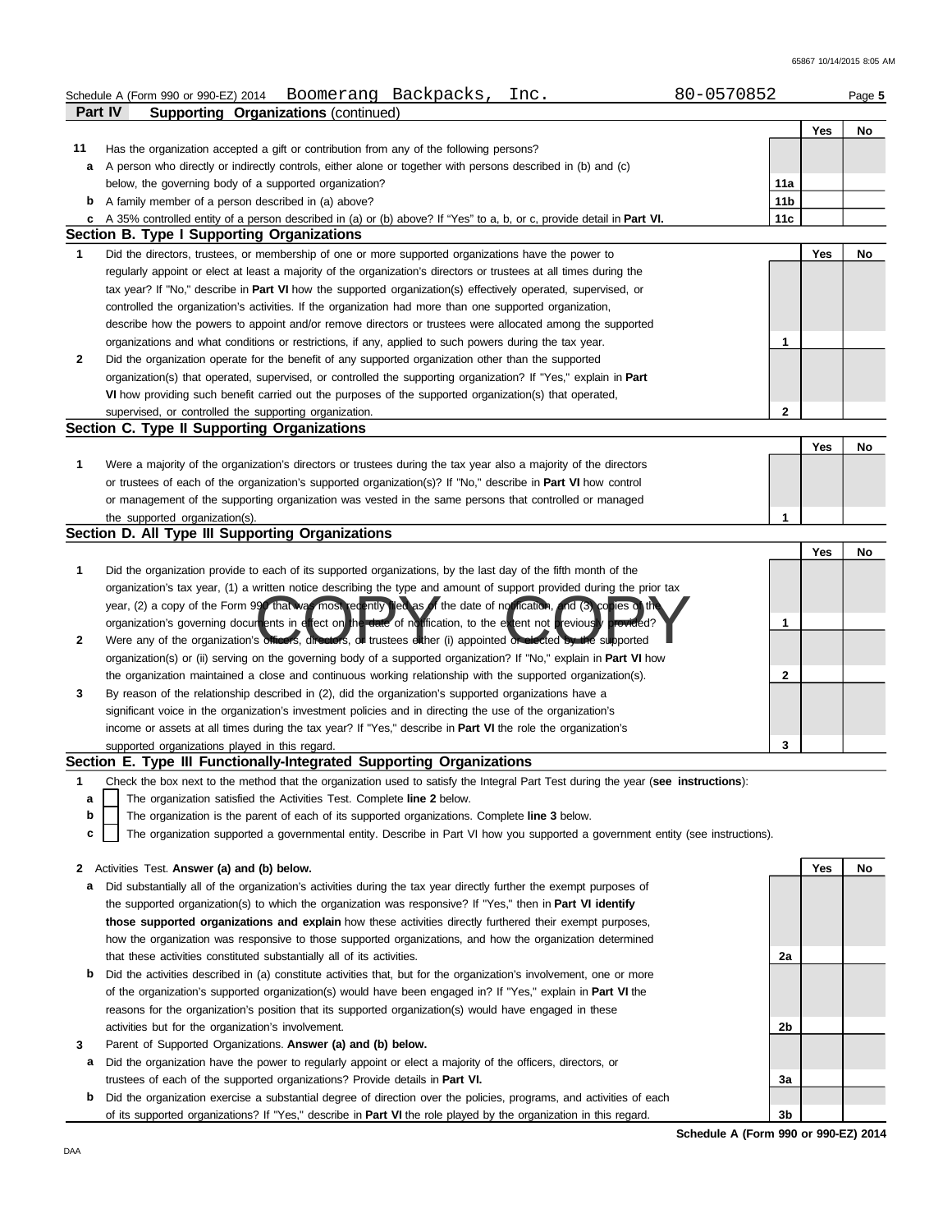Schedule A (Form 990 or 990-EZ) 2014 Boomerang Backpacks, Inc. 80-0570852

**Part IV Supporting Organizations** (continued)

| | | | Yes | No |
|---|---|---|---|---|
| **11** | Has the organization accepted a gift or contribution from any of the following persons? | | | |
| **a** | A person who directly or indirectly controls, either alone or together with persons described in (b) and (c) below, the governing body of a supported organization? | 11a | | |
| **b** | A family member of a person described in (a) above? | 11b | | |
| **c** | A 35% controlled entity of a person described in (a) or (b) above? If "Yes" to a, b, or c, provide detail in **Part VI.** | 11c | | |

## Section B. Type I Supporting Organizations

| | | | Yes | No |
|---|---|---|---|---|
| **1** | Did the directors, trustees, or membership of one or more supported organizations have the power to regularly appoint or elect at least a majority of the organization's directors or trustees at all times during the tax year? If "No," describe in **Part VI** how the supported organization(s) effectively operated, supervised, or controlled the organization's activities. If the organization had more than one supported organization, describe how the powers to appoint and/or remove directors or trustees were allocated among the supported organizations and what conditions or restrictions, if any, applied to such powers during the tax year. | 1 | | |
| **2** | Did the organization operate for the benefit of any supported organization other than the supported organization(s) that operated, supervised, or controlled the supporting organization? If "Yes," explain in **Part VI** how providing such benefit carried out the purposes of the supported organization(s) that operated, supervised, or controlled the supporting organization. | 2 | | |

## Section C. Type II Supporting Organizations

| | | | Yes | No |
|---|---|---|---|---|
| **1** | Were a majority of the organization's directors or trustees during the tax year also a majority of the directors or trustees of each of the organization's supported organization(s)? If "No," describe in **Part VI** how control or management of the supporting organization was vested in the same persons that controlled or managed the supported organization(s). | 1 | | |

## Section D. All Type III Supporting Organizations

| | | | Yes | No |
|---|---|---|---|---|
| **1** | Did the organization provide to each of its supported organizations, by the last day of the fifth month of the organization's tax year, (1) a written notice describing the type and amount of support provided during the prior tax year, (2) a copy of the Form 990 that was most recently filed as of the date of notification, and (3) copies of the organization's governing documents in effect on the date of notification, to the extent not previously provided? | 1 | | |
| **2** | Were any of the organization's officers, directors, or trustees either (i) appointed or elected by the supported organization(s) or (ii) serving on the governing body of a supported organization? If "No," explain in **Part VI** how the organization maintained a close and continuous working relationship with the supported organization(s). | 2 | | |
| **3** | By reason of the relationship described in (2), did the organization's supported organizations have a significant voice in the organization's investment policies and in directing the use of the organization's income or assets at all times during the tax year? If "Yes," describe in **Part VI** the role the organization's supported organizations played in this regard. | 3 | | |

## Section E. Type III Functionally-Integrated Supporting Organizations

**1** Check the box next to the method that the organization used to satisfy the Integral Part Test during the year (**see instructions**):

- **a** ☐ The organization satisfied the Activities Test. Complete **line 2** below.
- **b** ☐ The organization is the parent of each of its supported organizations. Complete **line 3** below.
- **c** ☐ The organization supported a governmental entity. Describe in Part VI how you supported a government entity (see instructions).

| | | | Yes | No |
|---|---|---|---|---|
| **2** | Activities Test. **Answer (a) and (b) below.** | | | |
| **a** | Did substantially all of the organization's activities during the tax year directly further the exempt purposes of the supported organization(s) to which the organization was responsive? If "Yes," then in **Part VI identify those supported organizations and explain** how these activities directly furthered their exempt purposes, how the organization was responsive to those supported organizations, and how the organization determined that these activities constituted substantially all of its activities. | 2a | | |
| **b** | Did the activities described in (a) constitute activities that, but for the organization's involvement, one or more of the organization's supported organization(s) would have been engaged in? If "Yes," explain in **Part VI** the reasons for the organization's position that its supported organization(s) would have engaged in these activities but for the organization's involvement. | 2b | | |
| **3** | Parent of Supported Organizations. **Answer (a) and (b) below.** | | | |
| **a** | Did the organization have the power to regularly appoint or elect a majority of the officers, directors, or trustees of each of the supported organizations? Provide details in **Part VI.** | 3a | | |
| **b** | Did the organization exercise a substantial degree of direction over the policies, programs, and activities of each of its supported organizations? If "Yes," describe in **Part VI** the role played by the organization in this regard. | 3b | | |

**Schedule A (Form 990 or 990-EZ) 2014**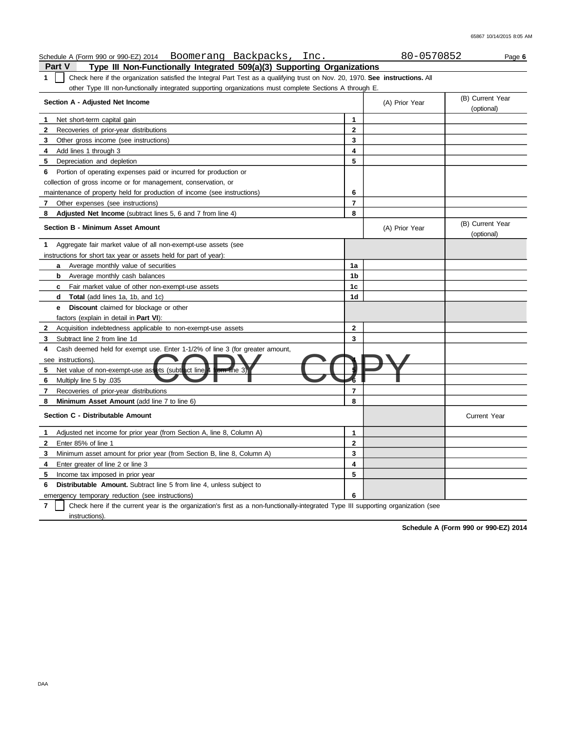Schedule A (Form 990 or 990-EZ) 2014 Boomerang Backpacks, Inc. 80-0570852

## Part V Type III Non-Functionally Integrated 509(a)(3) Supporting Organizations

**1** ☐ Check here if the organization satisfied the Integral Part Test as a qualifying trust on Nov. 20, 1970. **See instructions.** All other Type III non-functionally integrated supporting organizations must complete Sections A through E.

| **Section A - Adjusted Net Income** | | (A) Prior Year | (B) Current Year (optional) |
|---|---|---|---|
| **1** Net short-term capital gain | 1 | | |
| **2** Recoveries of prior-year distributions | 2 | | |
| **3** Other gross income (see instructions) | 3 | | |
| **4** Add lines 1 through 3 | 4 | | |
| **5** Depreciation and depletion | 5 | | |
| **6** Portion of operating expenses paid or incurred for production or collection of gross income or for management, conservation, or maintenance of property held for production of income (see instructions) | 6 | | |
| **7** Other expenses (see instructions) | 7 | | |
| **8** **Adjusted Net Income** (subtract lines 5, 6 and 7 from line 4) | 8 | | |

| **Section B - Minimum Asset Amount** | | (A) Prior Year | (B) Current Year (optional) |
|---|---|---|---|
| **1** Aggregate fair market value of all non-exempt-use assets (see instructions for short tax year or assets held for part of year): | | | |
| **a** Average monthly value of securities | 1a | | |
| **b** Average monthly cash balances | 1b | | |
| **c** Fair market value of other non-exempt-use assets | 1c | | |
| **d** **Total** (add lines 1a, 1b, and 1c) | 1d | | |
| **e** **Discount** claimed for blockage or other factors (explain in detail in **Part VI**): | | | |
| **2** Acquisition indebtedness applicable to non-exempt-use assets | 2 | | |
| **3** Subtract line 2 from line 1d | 3 | | |
| **4** Cash deemed held for exempt use. Enter 1-1/2% of line 3 (for greater amount, see instructions). | 4 | | |
| **5** Net value of non-exempt-use assets (subtract line 4 from line 3) | 5 | | |
| **6** Multiply line 5 by .035 | 6 | | |
| **7** Recoveries of prior-year distributions | 7 | | |
| **8** **Minimum Asset Amount** (add line 7 to line 6) | 8 | | |

COPY COPY

| **Section C - Distributable Amount** | | | Current Year |
|---|---|---|---|
| **1** Adjusted net income for prior year (from Section A, line 8, Column A) | 1 | | |
| **2** Enter 85% of line 1 | 2 | | |
| **3** Minimum asset amount for prior year (from Section B, line 8, Column A) | 3 | | |
| **4** Enter greater of line 2 or line 3 | 4 | | |
| **5** Income tax imposed in prior year | 5 | | |
| **6** **Distributable Amount.** Subtract line 5 from line 4, unless subject to emergency temporary reduction (see instructions) | 6 | | |

**7** ☐ Check here if the current year is the organization's first as a non-functionally-integrated Type III supporting organization (see instructions).

**Schedule A (Form 990 or 990-EZ) 2014**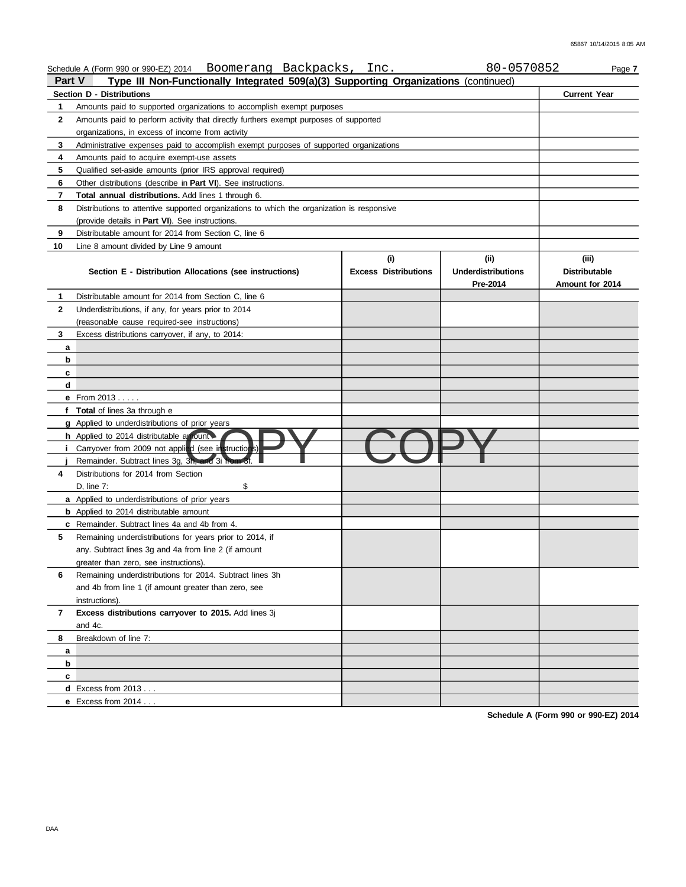Schedule A (Form 990 or 990-EZ) 2014 Boomerang Backpacks, Inc. 80-0570852 Page **7**

**Part V — Type III Non-Functionally Integrated 509(a)(3) Supporting Organizations** (continued)

| | **Section D - Distributions** | **Current Year** |
|---|---|---|
| 1 | Amounts paid to supported organizations to accomplish exempt purposes | |
| 2 | Amounts paid to perform activity that directly furthers exempt purposes of supported organizations, in excess of income from activity | |
| 3 | Administrative expenses paid to accomplish exempt purposes of supported organizations | |
| 4 | Amounts paid to acquire exempt-use assets | |
| 5 | Qualified set-aside amounts (prior IRS approval required) | |
| 6 | Other distributions (describe in **Part VI**). See instructions. | |
| 7 | **Total annual distributions.** Add lines 1 through 6. | |
| 8 | Distributions to attentive supported organizations to which the organization is responsive (provide details in **Part VI**). See instructions. | |
| 9 | Distributable amount for 2014 from Section C, line 6 | |
| 10 | Line 8 amount divided by Line 9 amount | |

| | **Section E - Distribution Allocations (see instructions)** | **(i) Excess Distributions** | **(ii) Underdistributions Pre-2014** | **(iii) Distributable Amount for 2014** |
|---|---|---|---|---|
| 1 | Distributable amount for 2014 from Section C, line 6 | | | |
| 2 | Underdistributions, if any, for years prior to 2014 (reasonable cause required-see instructions) | | | |
| 3 | Excess distributions carryover, if any, to 2014: | | | |
| a | | | | |
| b | | | | |
| c | | | | |
| d | | | | |
| e | From 2013 . . . . . | | | |
| f | **Total** of lines 3a through e | | | |
| g | Applied to underdistributions of prior years | | | |
| h | Applied to 2014 distributable amount | | | |
| i | Carryover from 2009 not applied (see instructions) | | | |
| j | Remainder. Subtract lines 3g, 3h, and 3i from 3f. | | | |
| 4 | Distributions for 2014 from Section D, line 7: $ | | | |
| a | Applied to underdistributions of prior years | | | |
| b | Applied to 2014 distributable amount | | | |
| c | Remainder. Subtract lines 4a and 4b from 4. | | | |
| 5 | Remaining underdistributions for years prior to 2014, if any. Subtract lines 3g and 4a from line 2 (if amount greater than zero, see instructions). | | | |
| 6 | Remaining underdistributions for 2014. Subtract lines 3h and 4b from line 1 (if amount greater than zero, see instructions). | | | |
| 7 | **Excess distributions carryover to 2015.** Add lines 3j and 4c. | | | |
| 8 | Breakdown of line 7: | | | |
| a | | | | |
| b | | | | |
| c | | | | |
| d | Excess from 2013 . . . | | | |
| e | Excess from 2014 . . . | | | |

COPY COPY

**Schedule A (Form 990 or 990-EZ) 2014**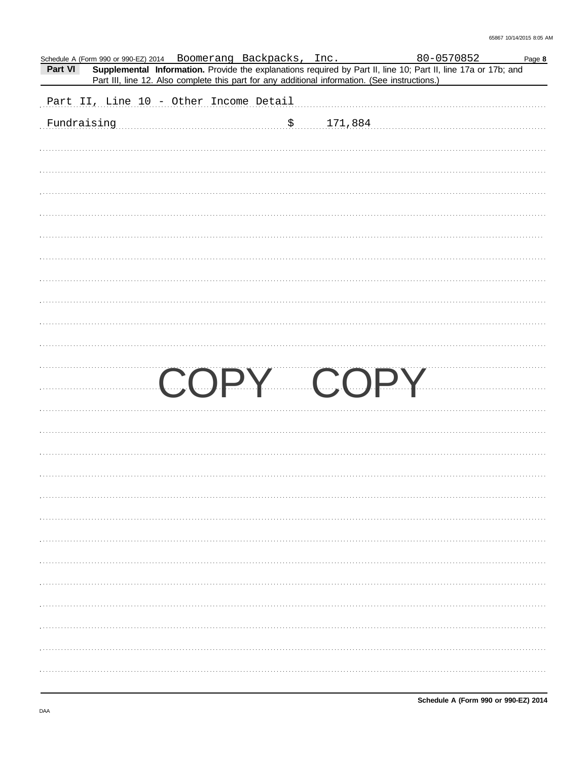Schedule A (Form 990 or 990-EZ) 2014 Boomerang Backpacks, Inc. 80-0570852

**Part VI** **Supplemental Information.** Provide the explanations required by Part II, line 10; Part II, line 17a or 17b; and Part III, line 12. Also complete this part for any additional information. (See instructions.)

Part II, Line 10 - Other Income Detail

Fundraising $ 171,884

COPY COPY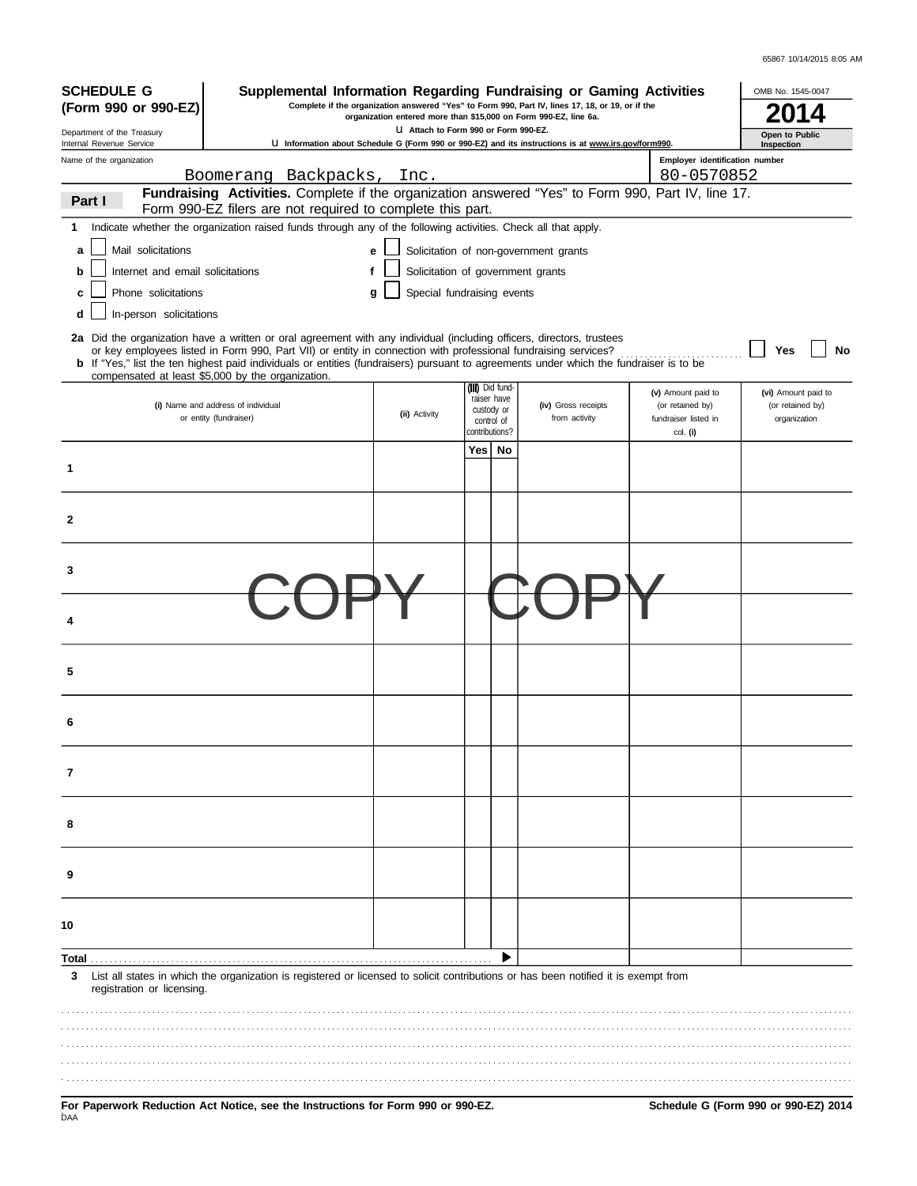**SCHEDULE G (Form 990 or 990-EZ)**

Department of the Treasury
Internal Revenue Service

# Supplemental Information Regarding Fundraising or Gaming Activities

**Complete if the organization answered "Yes" to Form 990, Part IV, lines 17, 18, or 19, or if the organization entered more than $15,000 on Form 990-EZ, line 6a.**

**Attach to Form 990 or 990-EZ.**

**Information about Schedule G (Form 990 or 990-EZ) and its instructions is at www.irs.gov/form990.**

OMB No. 1545-0047

**2014**

**Open to Public Inspection**

Name of the organization: Boomerang Backpacks, Inc.

Employer identification number: 80-0570852

## Part I — Fundraising Activities. Complete if the organization answered "Yes" to Form 990, Part IV, line 17. Form 990-EZ filers are not required to complete this part.

**1** Indicate whether the organization raised funds through any of the following activities. Check all that apply.

- **a** ☐ Mail solicitations
- **b** ☐ Internet and email solicitations
- **c** ☐ Phone solicitations
- **d** ☐ In-person solicitations
- **e** ☐ Solicitation of non-government grants
- **f** ☐ Solicitation of government grants
- **g** ☐ Special fundraising events

**2a** Did the organization have a written or oral agreement with any individual (including officers, directors, trustees or key employees listed in Form 990, Part VII) or entity in connection with professional fundraising services? ☐ Yes ☐ No

**b** If "Yes," list the ten highest paid individuals or entities (fundraisers) pursuant to agreements under which the fundraiser is to be compensated at least $5,000 by the organization.

| | (i) Name and address of individual or entity (fundraiser) | (ii) Activity | (iii) Did fundraiser have custody or control of contributions? Yes | No | (iv) Gross receipts from activity | (v) Amount paid to (or retained by) fundraiser listed in col. (i) | (vi) Amount paid to (or retained by) organization |
|---|---|---|---|---|---|---|---|
| 1 | | | | | | | |
| 2 | | | | | | | |
| 3 | | | | | | | |
| 4 | | | | | | | |
| 5 | | | | | | | |
| 6 | | | | | | | |
| 7 | | | | | | | |
| 8 | | | | | | | |
| 9 | | | | | | | |
| 10 | | | | | | | |
| **Total** | | | | | | | |

COPY COPY

**3** List all states in which the organization is registered or licensed to solicit contributions or has been notified it is exempt from registration or licensing.

**For Paperwork Reduction Act Notice, see the Instructions for Form 990 or 990-EZ.**

**Schedule G (Form 990 or 990-EZ) 2014**

DAA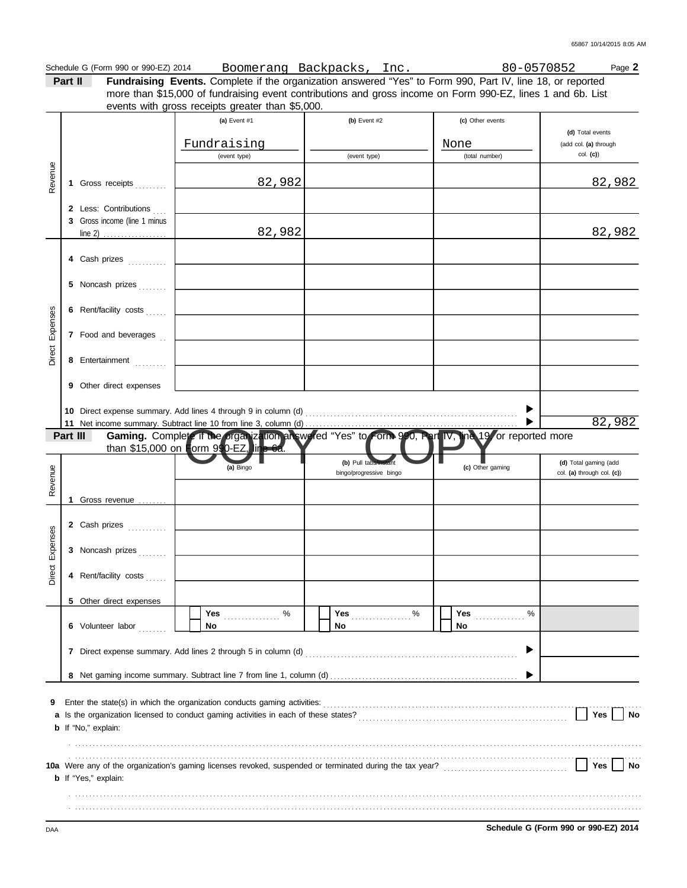Schedule G (Form 990 or 990-EZ) 2014 Boomerang Backpacks, Inc. 80-0570852 Page **2**

**Part II** **Fundraising Events.** Complete if the organization answered "Yes" to Form 990, Part IV, line 18, or reported more than $15,000 of fundraising event contributions and gross income on Form 990-EZ, lines 1 and 6b. List events with gross receipts greater than $5,000.

| | | (a) Event #1 | (b) Event #2 | (c) Other events | (d) Total events (add col. (a) through col. (c)) |
|---|---|---|---|---|---|
| | | Fundraising (event type) | (event type) | None (total number) | |
| Revenue | 1 Gross receipts | 82,982 | | | 82,982 |
| | 2 Less: Contributions | | | | |
| | 3 Gross income (line 1 minus line 2) | 82,982 | | | 82,982 |
| Direct Expenses | 4 Cash prizes | | | | |
| | 5 Noncash prizes | | | | |
| | 6 Rent/facility costs | | | | |
| | 7 Food and beverages | | | | |
| | 8 Entertainment | | | | |
| | 9 Other direct expenses | | | | |
| | 10 Direct expense summary. Add lines 4 through 9 in column (d) | | | ▶ | |
| | 11 Net income summary. Subtract line 10 from line 3, column (d) | | | ▶ | 82,982 |

**Part III** **Gaming.** Complete if the organization answered "Yes" to Form 990, Part IV, line 19, or reported more than $15,000 on Form 990-EZ, line 6a.

COPY COPY

| | | (a) Bingo | (b) Pull tabs/instant bingo/progressive bingo | (c) Other gaming | (d) Total gaming (add col. (a) through col. (c)) |
|---|---|---|---|---|---|
| Revenue | 1 Gross revenue | | | | |
| Direct Expenses | 2 Cash prizes | | | | |
| | 3 Noncash prizes | | | | |
| | 4 Rent/facility costs | | | | |
| | 5 Other direct expenses | | | | |
| | 6 Volunteer labor | ☐ Yes ____ % ☐ No | ☐ Yes ____ % ☐ No | ☐ Yes ____ % ☐ No | |
| | 7 Direct expense summary. Add lines 2 through 5 in column (d) | | | ▶ | |
| | 8 Net gaming income summary. Subtract line 7 from line 1, column (d) | | | ▶ | |

**9** Enter the state(s) in which the organization conducts gaming activities: ..........

**a** Is the organization licensed to conduct gaming activities in each of these states? ☐ Yes ☐ No

**b** If "No," explain:

..........

**10a** Were any of the organization's gaming licenses revoked, suspended or terminated during the tax year? ☐ Yes ☐ No

**b** If "Yes," explain:

..........

DAA **Schedule G (Form 990 or 990-EZ) 2014**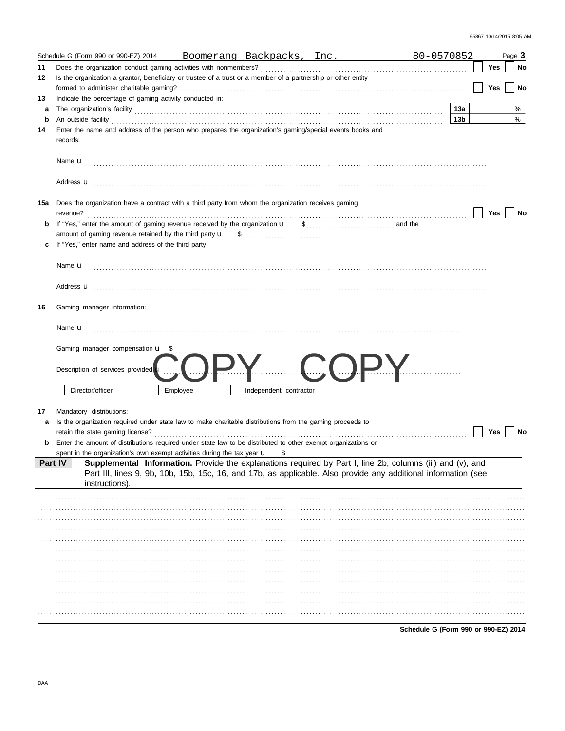Schedule G (Form 990 or 990-EZ) 2014 Boomerang Backpacks, Inc. 80-0570852

**11** Does the organization conduct gaming activities with nonmembers? ☐ Yes ☐ No

**12** Is the organization a grantor, beneficiary or trustee of a trust or a member of a partnership or other entity formed to administer charitable gaming? ☐ Yes ☐ No

**13** Indicate the percentage of gaming activity conducted in:

**a** The organization's facility ..... **13a** %

**b** An outside facility ..... **13b** %

**14** Enter the name and address of the person who prepares the organization's gaming/special events books and records:

Name u

Address u

**15a** Does the organization have a contract with a third party from whom the organization receives gaming revenue? ☐ Yes ☐ No

**b** If "Yes," enter the amount of gaming revenue received by the organization u $ ..... and the amount of gaming revenue retained by the third party u $

**c** If "Yes," enter name and address of the third party:

Name u

Address u

**16** Gaming manager information:

Name u

Gaming manager compensation u $

Description of services provided u

☐ Director/officer ☐ Employee ☐ Independent contractor

**17** Mandatory distributions:

**a** Is the organization required under state law to make charitable distributions from the gaming proceeds to retain the state gaming license? ☐ Yes ☐ No

**b** Enter the amount of distributions required under state law to be distributed to other exempt organizations or spent in the organization's own exempt activities during the tax year u $

**Part IV** **Supplemental Information.** Provide the explanations required by Part I, line 2b, columns (iii) and (v), and Part III, lines 9, 9b, 10b, 15b, 15c, 16, and 17b, as applicable. Also provide any additional information (see instructions).

**Schedule G (Form 990 or 990-EZ) 2014**

DAA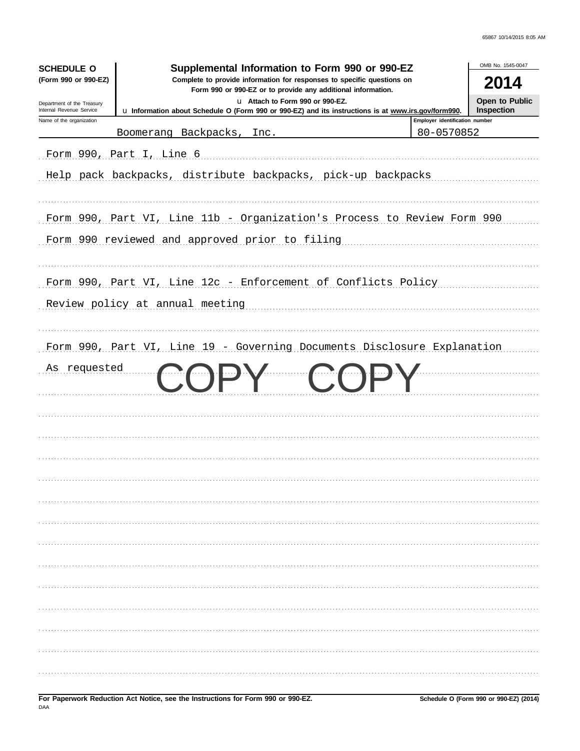**SCHEDULE O**
**(Form 990 or 990-EZ)**

Department of the Treasury
Internal Revenue Service

# Supplemental Information to Form 990 or 990-EZ

**Complete to provide information for responses to specific questions on Form 990 or 990-EZ or to provide any additional information.**

u Attach to Form 990 or 990-EZ.

u Information about Schedule O (Form 990 or 990-EZ) and its instructions is at www.irs.gov/form990.

OMB No. 1545-0047

**2014**

**Open to Public Inspection**

| Name of the organization | Employer identification number |
|---|---|
| Boomerang Backpacks, Inc. | 80-0570852 |

Form 990, Part I, Line 6

Help pack backpacks, distribute backpacks, pick-up backpacks

Form 990, Part VI, Line 11b - Organization's Process to Review Form 990

Form 990 reviewed and approved prior to filing

Form 990, Part VI, Line 12c - Enforcement of Conflicts Policy

Review policy at annual meeting

Form 990, Part VI, Line 19 - Governing Documents Disclosure Explanation

As requested

COPY COPY

**For Paperwork Reduction Act Notice, see the Instructions for Form 990 or 990-EZ.**
DAA

**Schedule O (Form 990 or 990-EZ) (2014)**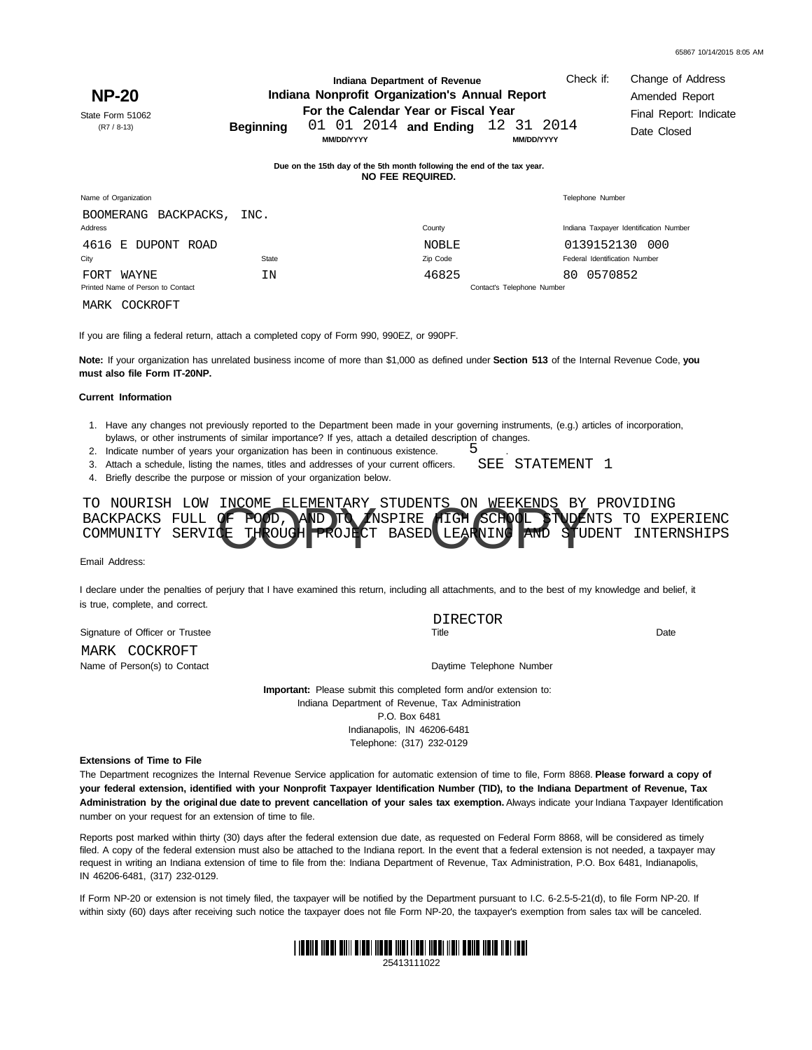**NP-20**

State Form 51062
(R7 / 8-13)

**Indiana Department of Revenue**
**Indiana Nonprofit Organization's Annual Report**
**For the Calendar Year or Fiscal Year**

**Beginning** 01 01 2014 **and Ending** 12 31 2014
MM/DD/YYYY MM/DD/YYYY

Check if: Change of Address
Amended Report
Final Report: Indicate Date Closed

**Due on the 15th day of the 5th month following the end of the tax year.**
**NO FEE REQUIRED.**

| Name of Organization | | | Telephone Number |
|---|---|---|---|
| BOOMERANG BACKPACKS, INC. | | | |
| **Address** | | **County** | **Indiana Taxpayer Identification Number** |
| 4616 E DUPONT ROAD | | NOBLE | 0139152130 000 |
| **City** | **State** | **Zip Code** | **Federal Identification Number** |
| FORT WAYNE | IN | 46825 | 80 0570852 |
| **Printed Name of Person to Contact** | | **Contact's Telephone Number** | |
| MARK COCKROFT | | | |

If you are filing a federal return, attach a completed copy of Form 990, 990EZ, or 990PF.

**Note:** If your organization has unrelated business income of more than $1,000 as defined under **Section 513** of the Internal Revenue Code, **you must also file Form IT-20NP.**

**Current Information**

1. Have any changes not previously reported to the Department been made in your governing instruments, (e.g.) articles of incorporation, bylaws, or other instruments of similar importance? If yes, attach a detailed description of changes.
2. Indicate number of years your organization has been in continuous existence. 5
3. Attach a schedule, listing the names, titles and addresses of your current officers. SEE STATEMENT 1
4. Briefly describe the purpose or mission of your organization below.

TO NOURISH LOW INCOME ELEMENTARY STUDENTS ON WEEKENDS BY PROVIDING BACKPACKS FULL OF FOOD, AND TO INSPIRE HIGH SCHOOL STUDENTS TO EXPERIENC COMMUNITY SERVICE THROUGH PROJECT BASED LEARNING AND STUDENT INTERNSHIPS

COPY COPY

Email Address:

I declare under the penalties of perjury that I have examined this return, including all attachments, and to the best of my knowledge and belief, it is true, complete, and correct.

| Signature of Officer or Trustee | Title: DIRECTOR | Date |
|---|---|---|
| MARK COCKROFT | | |
| Name of Person(s) to Contact | Daytime Telephone Number | |

**Important:** Please submit this completed form and/or extension to:
Indiana Department of Revenue, Tax Administration
P.O. Box 6481
Indianapolis, IN 46206-6481
Telephone: (317) 232-0129

**Extensions of Time to File**

The Department recognizes the Internal Revenue Service application for automatic extension of time to file, Form 8868. **Please forward a copy of your federal extension, identified with your Nonprofit Taxpayer Identification Number (TID), to the Indiana Department of Revenue, Tax Administration by the original due date to prevent cancellation of your sales tax exemption.** Always indicate your Indiana Taxpayer Identification number on your request for an extension of time to file.

Reports post marked within thirty (30) days after the federal extension due date, as requested on Federal Form 8868, will be considered as timely filed. A copy of the federal extension must also be attached to the Indiana report. In the event that a federal extension is not needed, a taxpayer may request in writing an Indiana extension of time to file from the: Indiana Department of Revenue, Tax Administration, P.O. Box 6481, Indianapolis, IN 46206-6481, (317) 232-0129.

If Form NP-20 or extension is not timely filed, the taxpayer will be notified by the Department pursuant to I.C. 6-2.5-5-21(d), to file Form NP-20. If within sixty (60) days after receiving such notice the taxpayer does not file Form NP-20, the taxpayer's exemption from sales tax will be canceled.

25413111022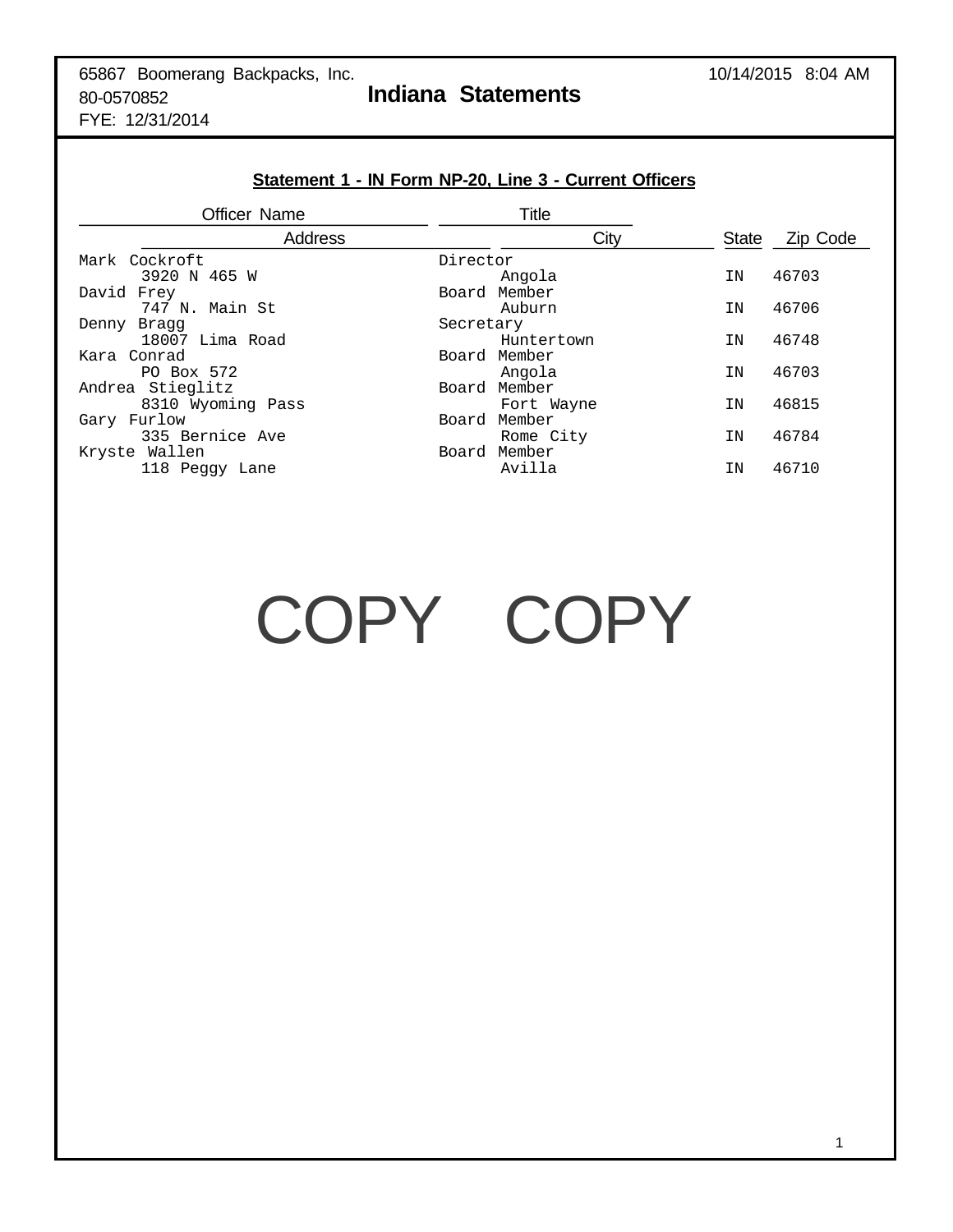65867 Boomerang Backpacks, Inc.
80-0570852
FYE: 12/31/2014

10/14/2015 8:04 AM

# Indiana Statements

## Statement 1 - IN Form NP-20, Line 3 - Current Officers

| Officer Name / Address | Title / City | State | Zip Code |
|---|---|---|---|
| Mark Cockroft | Director | | |
| 3920 N 465 W | Angola | IN | 46703 |
| David Frey | Board Member | | |
| 747 N. Main St | Auburn | IN | 46706 |
| Denny Bragg | Secretary | | |
| 18007 Lima Road | Huntertown | IN | 46748 |
| Kara Conrad | Board Member | | |
| PO Box 572 | Angola | IN | 46703 |
| Andrea Stieglitz | Board Member | | |
| 8310 Wyoming Pass | Fort Wayne | IN | 46815 |
| Gary Furlow | Board Member | | |
| 335 Bernice Ave | Rome City | IN | 46784 |
| Kryste Wallen | Board Member | | |
| 118 Peggy Lane | Avilla | IN | 46710 |

COPY COPY